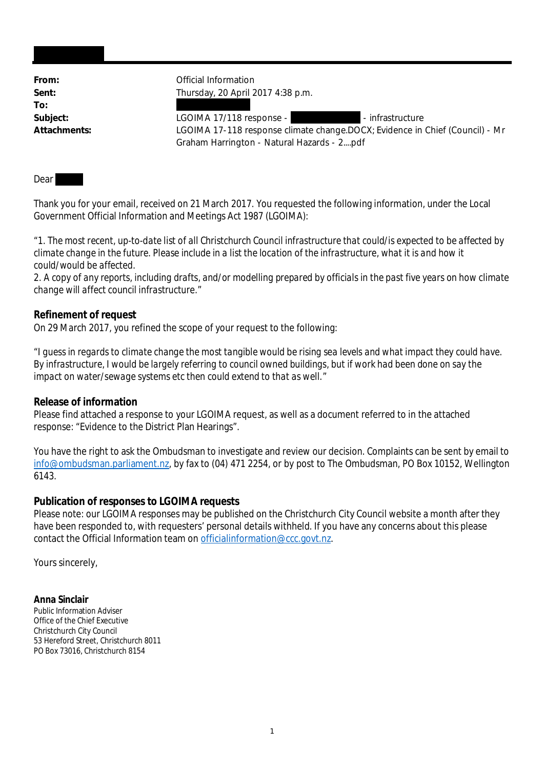| | |
|---|---|
| **From:** | Official Information |
| **Sent:** | Thursday, 20 April 2017 4:38 p.m. |
| **To:** | |
| **Subject:** | LGOIMA 17/118 response - - infrastructure |
| **Attachments:** | LGOIMA 17-118 response climate change.DOCX; Evidence in Chief (Council) - Mr Graham Harrington - Natural Hazards - 2....pdf |

Dear

Thank you for your email, received on 21 March 2017. You requested the following information, under the Local Government Official Information and Meetings Act 1987 (LGOIMA):

*"1. The most recent, up-to-date list of all Christchurch Council infrastructure that could/is expected to be affected by climate change in the future. Please include in a list the location of the infrastructure, what it is and how it could/would be affected.*
*2. A copy of any reports, including drafts, and/or modelling prepared by officials in the past five years on how climate change will affect council infrastructure."*

**Refinement of request**
On 29 March 2017, you refined the scope of your request to the following:

*"I guess in regards to climate change the most tangible would be rising sea levels and what impact they could have. By infrastructure, I would be largely referring to council owned buildings, but if work had been done on say the impact on water/sewage systems etc then could extend to that as well."*

**Release of information**
Please find attached a response to your LGOIMA request, as well as a document referred to in the attached response: "Evidence to the District Plan Hearings".

You have the right to ask the Ombudsman to investigate and review our decision. Complaints can be sent by email to info@ombudsman.parliament.nz, by fax to (04) 471 2254, or by post to The Ombudsman, PO Box 10152, Wellington 6143.

**Publication of responses to LGOIMA requests**
Please note: our LGOIMA responses may be published on the Christchurch City Council website a month after they have been responded to, with requesters' personal details withheld. If you have any concerns about this please contact the Official Information team on officialinformation@ccc.govt.nz.

Yours sincerely,

**Anna Sinclair**
Public Information Adviser
Office of the Chief Executive
Christchurch City Council
53 Hereford Street, Christchurch 8011
PO Box 73016, Christchurch 8154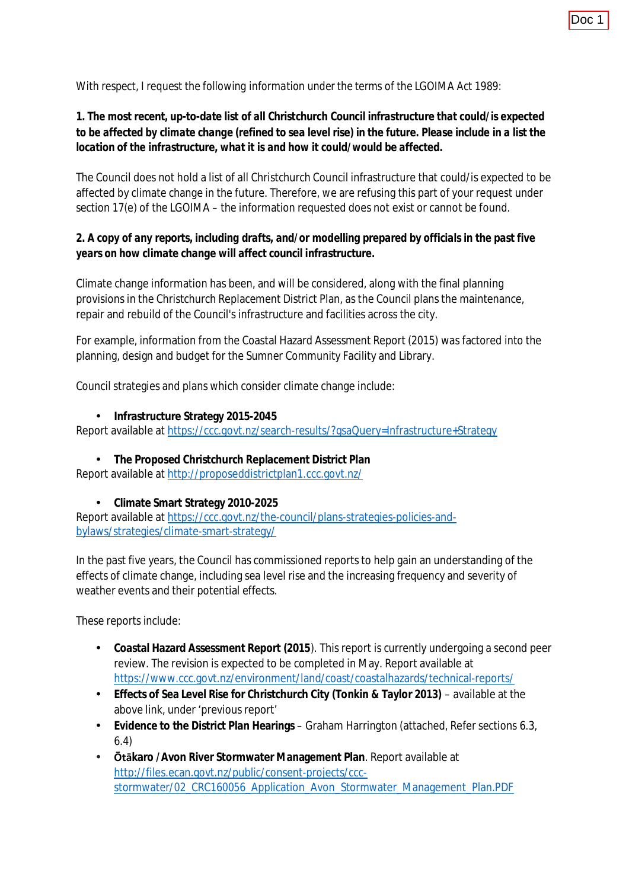Doc 1

With respect, I request the following information under the terms of the LGOIMA Act 1989:

**1. The most recent, up-to-date list of all Christchurch Council infrastructure that could/is expected to be affected by climate change (refined to sea level rise) in the future. Please include in a list the location of the infrastructure, what it is and how it could/would be affected.**

The Council does not hold a list of all Christchurch Council infrastructure that could/is expected to be affected by climate change in the future. Therefore, we are refusing this part of your request under section 17(e) of the LGOIMA – the information requested does not exist or cannot be found.

**2. A copy of any reports, including drafts, and/or modelling prepared by officials in the past five years on how climate change will affect council infrastructure.**

Climate change information has been, and will be considered, along with the final planning provisions in the Christchurch Replacement District Plan, as the Council plans the maintenance, repair and rebuild of the Council's infrastructure and facilities across the city.

For example, information from the Coastal Hazard Assessment Report (2015) was factored into the planning, design and budget for the Sumner Community Facility and Library.

Council strategies and plans which consider climate change include:

- **Infrastructure Strategy 2015-2045**

Report available at https://ccc.govt.nz/search-results/?gsaQuery=Infrastructure+Strategy

- **The Proposed Christchurch Replacement District Plan**

Report available at http://proposeddistrictplan1.ccc.govt.nz/

- **Climate Smart Strategy 2010-2025**

Report available at https://ccc.govt.nz/the-council/plans-strategies-policies-and-bylaws/strategies/climate-smart-strategy/

In the past five years, the Council has commissioned reports to help gain an understanding of the effects of climate change, including sea level rise and the increasing frequency and severity of weather events and their potential effects.

These reports include:

- **Coastal Hazard Assessment Report (2015**). This report is currently undergoing a second peer review. The revision is expected to be completed in May. Report available at https://www.ccc.govt.nz/environment/land/coast/coastalhazards/technical-reports/
- **Effects of Sea Level Rise for Christchurch City (Tonkin & Taylor 2013)** – available at the above link, under 'previous report'
- **Evidence to the District Plan Hearings** – Graham Harrington (attached, Refer sections 6.3, 6.4)
- **Ōtākaro / Avon River Stormwater Management Plan**. Report available at http://files.ecan.govt.nz/public/consent-projects/ccc-stormwater/02_CRC160056_Application_Avon_Stormwater_Management_Plan.PDF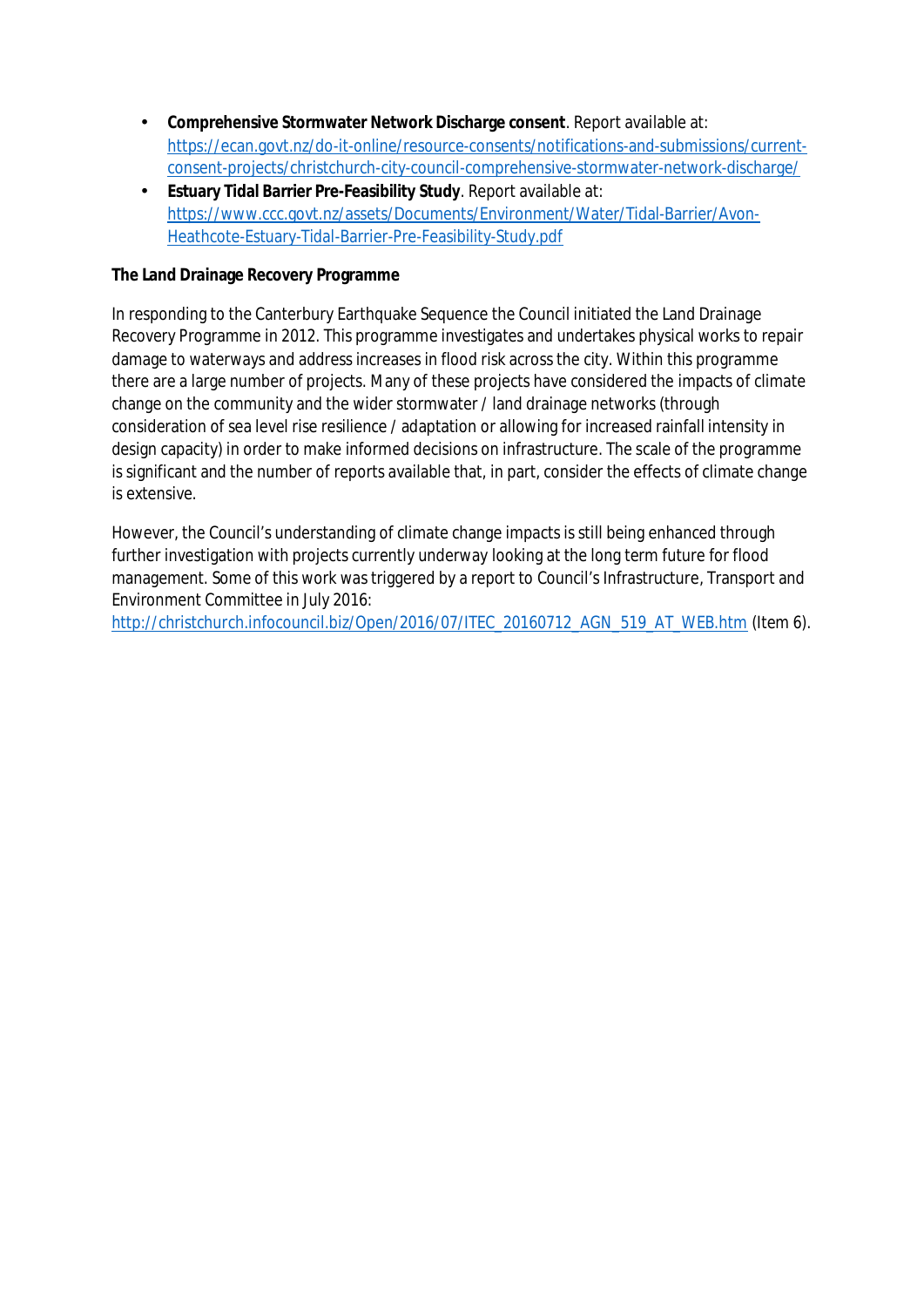- **Comprehensive Stormwater Network Discharge consent**. Report available at: https://ecan.govt.nz/do-it-online/resource-consents/notifications-and-submissions/current-consent-projects/christchurch-city-council-comprehensive-stormwater-network-discharge/
- **Estuary Tidal Barrier Pre-Feasibility Study**. Report available at: https://www.ccc.govt.nz/assets/Documents/Environment/Water/Tidal-Barrier/Avon-Heathcote-Estuary-Tidal-Barrier-Pre-Feasibility-Study.pdf

**The Land Drainage Recovery Programme**

In responding to the Canterbury Earthquake Sequence the Council initiated the Land Drainage Recovery Programme in 2012. This programme investigates and undertakes physical works to repair damage to waterways and address increases in flood risk across the city. Within this programme there are a large number of projects. Many of these projects have considered the impacts of climate change on the community and the wider stormwater / land drainage networks (through consideration of sea level rise resilience / adaptation or allowing for increased rainfall intensity in design capacity) in order to make informed decisions on infrastructure. The scale of the programme is significant and the number of reports available that, in part, consider the effects of climate change is extensive.

However, the Council's understanding of climate change impacts is still being enhanced through further investigation with projects currently underway looking at the long term future for flood management. Some of this work was triggered by a report to Council's Infrastructure, Transport and Environment Committee in July 2016: http://christchurch.infocouncil.biz/Open/2016/07/ITEC_20160712_AGN_519_AT_WEB.htm (Item 6).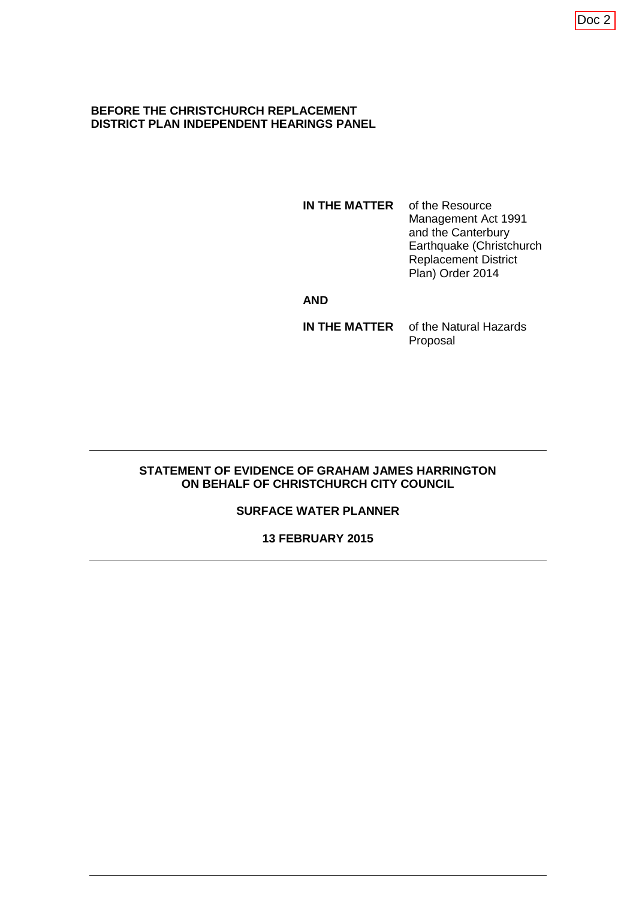Doc 2

**BEFORE THE CHRISTCHURCH REPLACEMENT DISTRICT PLAN INDEPENDENT HEARINGS PANEL**

**IN THE MATTER** of the Resource Management Act 1991 and the Canterbury Earthquake (Christchurch Replacement District Plan) Order 2014

**AND**

**IN THE MATTER** of the Natural Hazards Proposal

---

**STATEMENT OF EVIDENCE OF GRAHAM JAMES HARRINGTON ON BEHALF OF CHRISTCHURCH CITY COUNCIL**

**SURFACE WATER PLANNER**

**13 FEBRUARY 2015**

---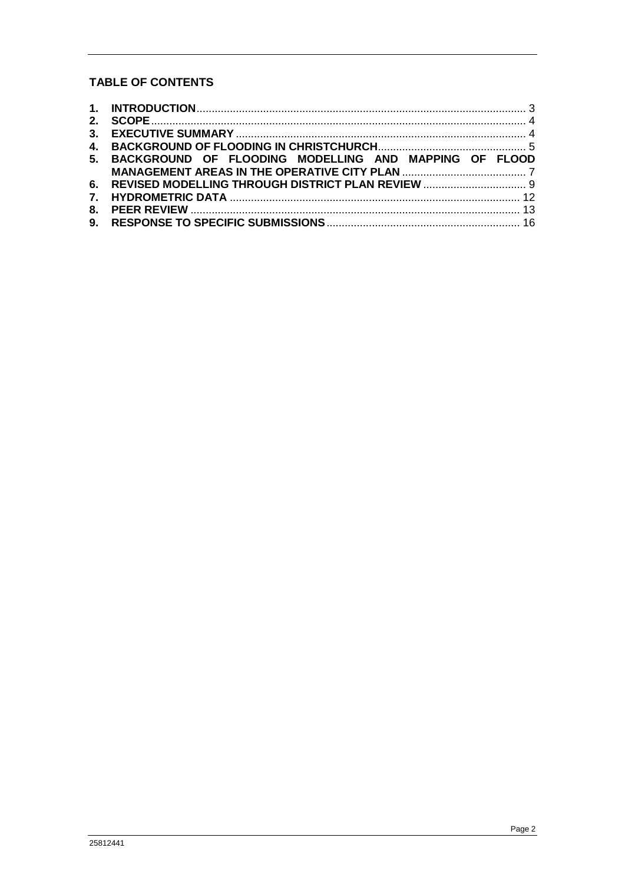## TABLE OF CONTENTS

| | | |
|---|---|---|
| **1.** | **INTRODUCTION** | 3 |
| **2.** | **SCOPE** | 4 |
| **3.** | **EXECUTIVE SUMMARY** | 4 |
| **4.** | **BACKGROUND OF FLOODING IN CHRISTCHURCH** | 5 |
| **5.** | **BACKGROUND OF FLOODING MODELLING AND MAPPING OF FLOOD MANAGEMENT AREAS IN THE OPERATIVE CITY PLAN** | 7 |
| **6.** | **REVISED MODELLING THROUGH DISTRICT PLAN REVIEW** | 9 |
| **7.** | **HYDROMETRIC DATA** | 12 |
| **8.** | **PEER REVIEW** | 13 |
| **9.** | **RESPONSE TO SPECIFIC SUBMISSIONS** | 16 |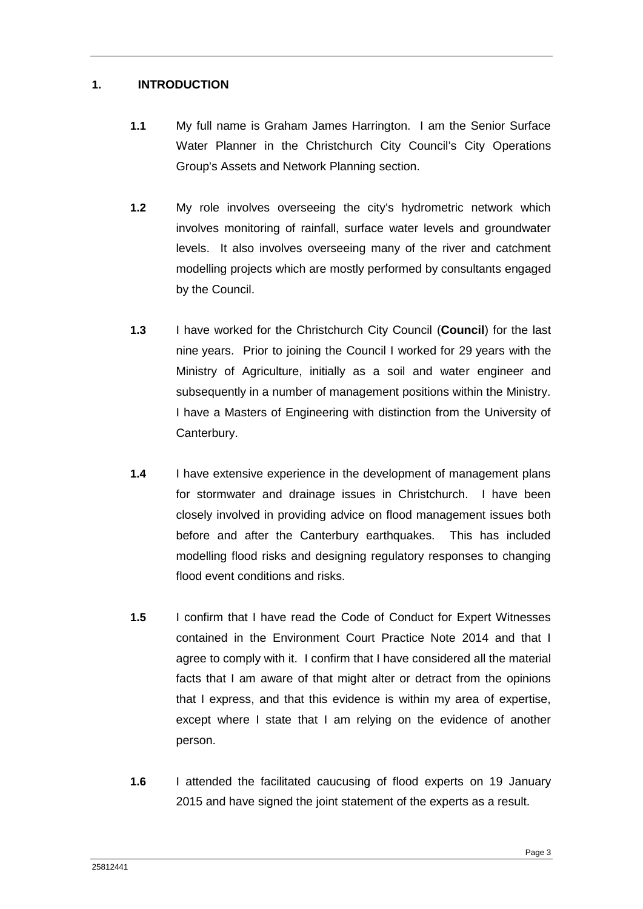## 1. INTRODUCTION

**1.1** My full name is Graham James Harrington. I am the Senior Surface Water Planner in the Christchurch City Council's City Operations Group's Assets and Network Planning section.

**1.2** My role involves overseeing the city's hydrometric network which involves monitoring of rainfall, surface water levels and groundwater levels. It also involves overseeing many of the river and catchment modelling projects which are mostly performed by consultants engaged by the Council.

**1.3** I have worked for the Christchurch City Council (**Council**) for the last nine years. Prior to joining the Council I worked for 29 years with the Ministry of Agriculture, initially as a soil and water engineer and subsequently in a number of management positions within the Ministry. I have a Masters of Engineering with distinction from the University of Canterbury.

**1.4** I have extensive experience in the development of management plans for stormwater and drainage issues in Christchurch. I have been closely involved in providing advice on flood management issues both before and after the Canterbury earthquakes. This has included modelling flood risks and designing regulatory responses to changing flood event conditions and risks.

**1.5** I confirm that I have read the Code of Conduct for Expert Witnesses contained in the Environment Court Practice Note 2014 and that I agree to comply with it. I confirm that I have considered all the material facts that I am aware of that might alter or detract from the opinions that I express, and that this evidence is within my area of expertise, except where I state that I am relying on the evidence of another person.

**1.6** I attended the facilitated caucusing of flood experts on 19 January 2015 and have signed the joint statement of the experts as a result.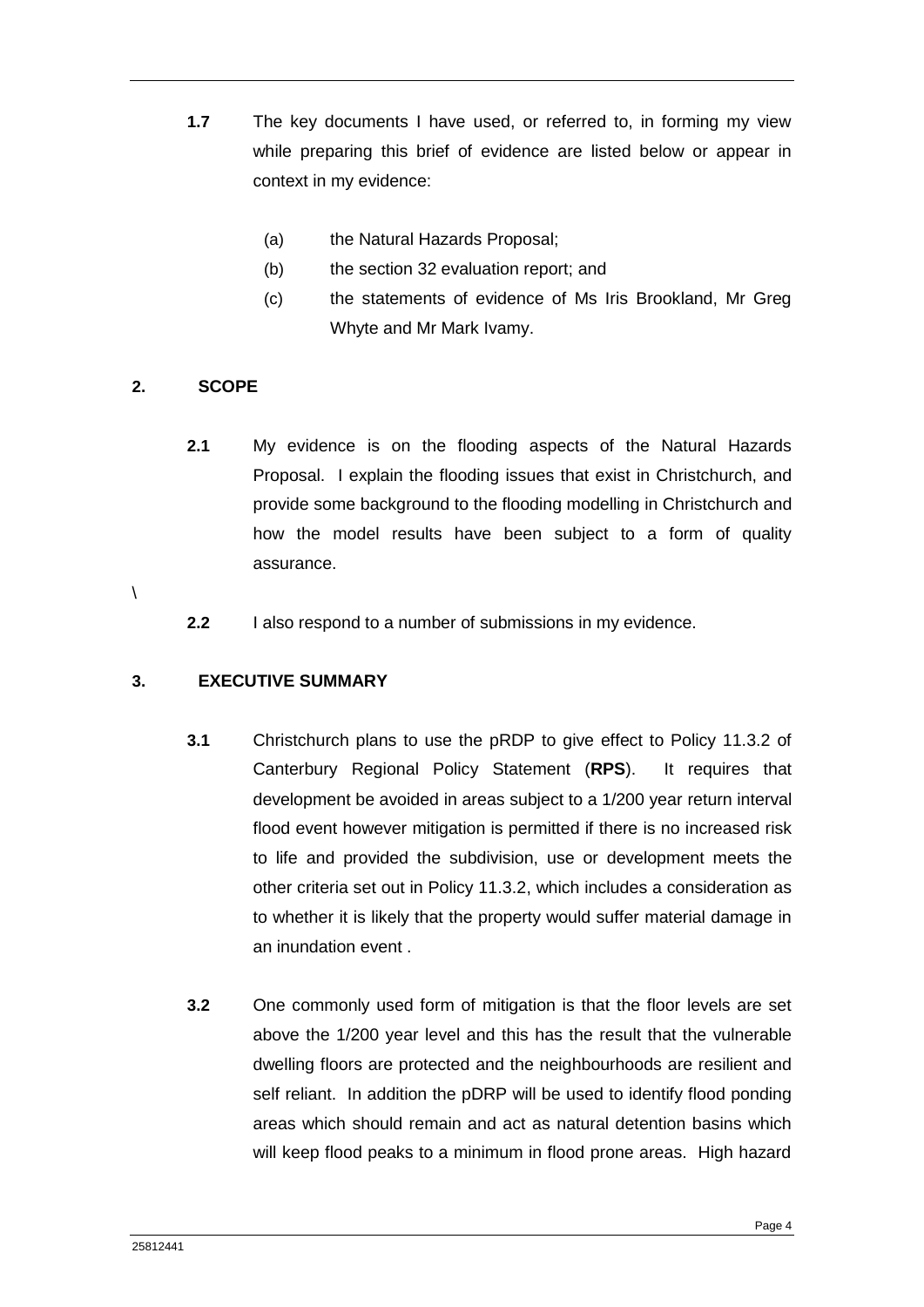**1.7** The key documents I have used, or referred to, in forming my view while preparing this brief of evidence are listed below or appear in context in my evidence:

(a) the Natural Hazards Proposal;

(b) the section 32 evaluation report; and

(c) the statements of evidence of Ms Iris Brookland, Mr Greg Whyte and Mr Mark Ivamy.

## 2. SCOPE

**2.1** My evidence is on the flooding aspects of the Natural Hazards Proposal. I explain the flooding issues that exist in Christchurch, and provide some background to the flooding modelling in Christchurch and how the model results have been subject to a form of quality assurance.

\

**2.2** I also respond to a number of submissions in my evidence.

## 3. EXECUTIVE SUMMARY

**3.1** Christchurch plans to use the pRDP to give effect to Policy 11.3.2 of Canterbury Regional Policy Statement (**RPS**). It requires that development be avoided in areas subject to a 1/200 year return interval flood event however mitigation is permitted if there is no increased risk to life and provided the subdivision, use or development meets the other criteria set out in Policy 11.3.2, which includes a consideration as to whether it is likely that the property would suffer material damage in an inundation event .

**3.2** One commonly used form of mitigation is that the floor levels are set above the 1/200 year level and this has the result that the vulnerable dwelling floors are protected and the neighbourhoods are resilient and self reliant. In addition the pDRP will be used to identify flood ponding areas which should remain and act as natural detention basins which will keep flood peaks to a minimum in flood prone areas. High hazard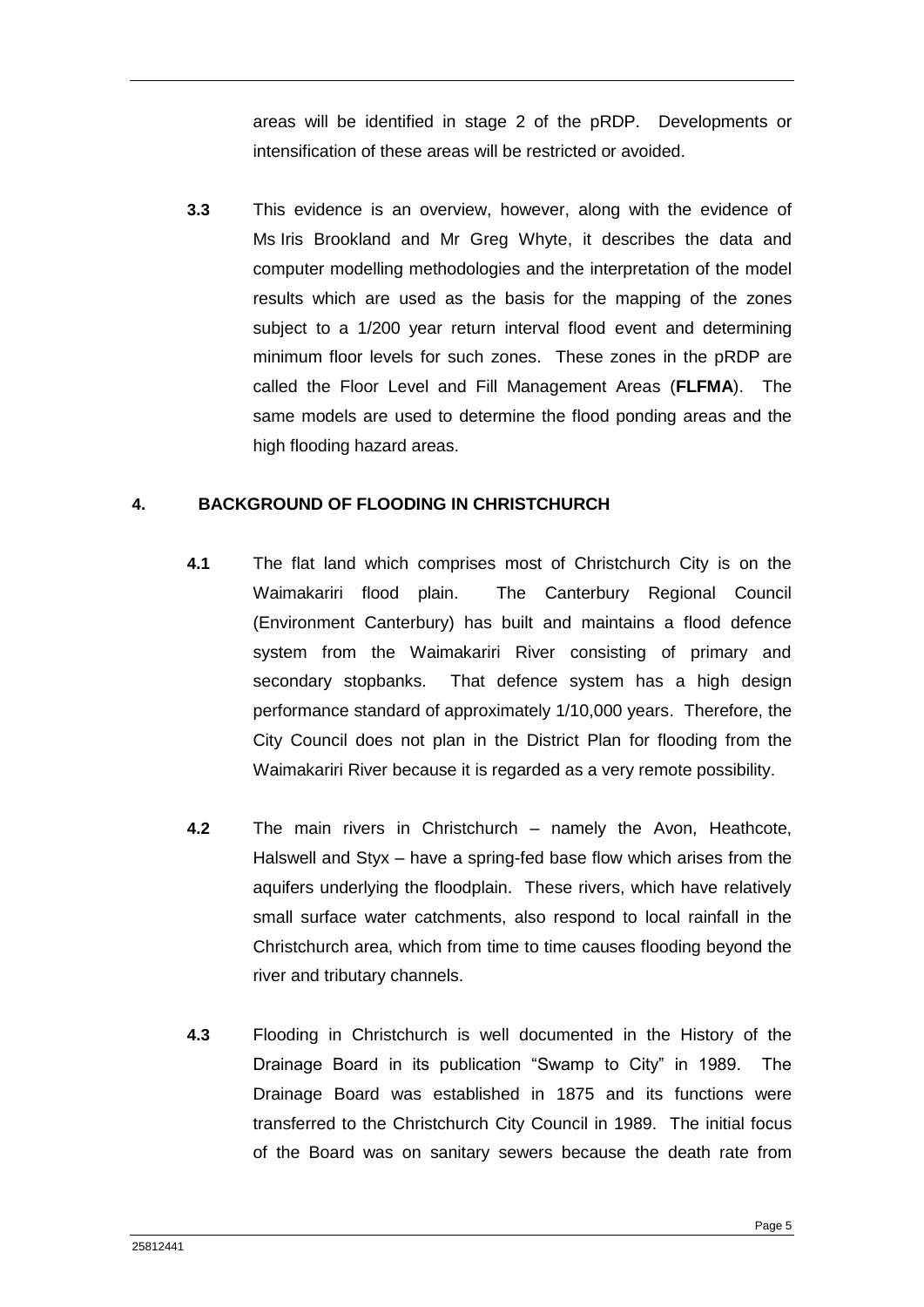areas will be identified in stage 2 of the pRDP. Developments or intensification of these areas will be restricted or avoided.

**3.3** This evidence is an overview, however, along with the evidence of Ms Iris Brookland and Mr Greg Whyte, it describes the data and computer modelling methodologies and the interpretation of the model results which are used as the basis for the mapping of the zones subject to a 1/200 year return interval flood event and determining minimum floor levels for such zones. These zones in the pRDP are called the Floor Level and Fill Management Areas (**FLFMA**). The same models are used to determine the flood ponding areas and the high flooding hazard areas.

## 4. BACKGROUND OF FLOODING IN CHRISTCHURCH

**4.1** The flat land which comprises most of Christchurch City is on the Waimakariri flood plain. The Canterbury Regional Council (Environment Canterbury) has built and maintains a flood defence system from the Waimakariri River consisting of primary and secondary stopbanks. That defence system has a high design performance standard of approximately 1/10,000 years. Therefore, the City Council does not plan in the District Plan for flooding from the Waimakariri River because it is regarded as a very remote possibility.

**4.2** The main rivers in Christchurch – namely the Avon, Heathcote, Halswell and Styx – have a spring-fed base flow which arises from the aquifers underlying the floodplain. These rivers, which have relatively small surface water catchments, also respond to local rainfall in the Christchurch area, which from time to time causes flooding beyond the river and tributary channels.

**4.3** Flooding in Christchurch is well documented in the History of the Drainage Board in its publication "Swamp to City" in 1989. The Drainage Board was established in 1875 and its functions were transferred to the Christchurch City Council in 1989. The initial focus of the Board was on sanitary sewers because the death rate from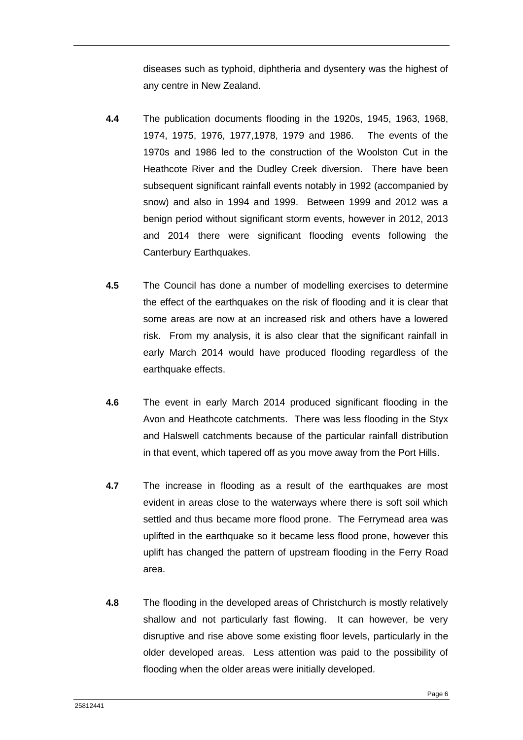diseases such as typhoid, diphtheria and dysentery was the highest of any centre in New Zealand.

**4.4** The publication documents flooding in the 1920s, 1945, 1963, 1968, 1974, 1975, 1976, 1977,1978, 1979 and 1986. The events of the 1970s and 1986 led to the construction of the Woolston Cut in the Heathcote River and the Dudley Creek diversion. There have been subsequent significant rainfall events notably in 1992 (accompanied by snow) and also in 1994 and 1999. Between 1999 and 2012 was a benign period without significant storm events, however in 2012, 2013 and 2014 there were significant flooding events following the Canterbury Earthquakes.

**4.5** The Council has done a number of modelling exercises to determine the effect of the earthquakes on the risk of flooding and it is clear that some areas are now at an increased risk and others have a lowered risk. From my analysis, it is also clear that the significant rainfall in early March 2014 would have produced flooding regardless of the earthquake effects.

**4.6** The event in early March 2014 produced significant flooding in the Avon and Heathcote catchments. There was less flooding in the Styx and Halswell catchments because of the particular rainfall distribution in that event, which tapered off as you move away from the Port Hills.

**4.7** The increase in flooding as a result of the earthquakes are most evident in areas close to the waterways where there is soft soil which settled and thus became more flood prone. The Ferrymead area was uplifted in the earthquake so it became less flood prone, however this uplift has changed the pattern of upstream flooding in the Ferry Road area.

**4.8** The flooding in the developed areas of Christchurch is mostly relatively shallow and not particularly fast flowing. It can however, be very disruptive and rise above some existing floor levels, particularly in the older developed areas. Less attention was paid to the possibility of flooding when the older areas were initially developed.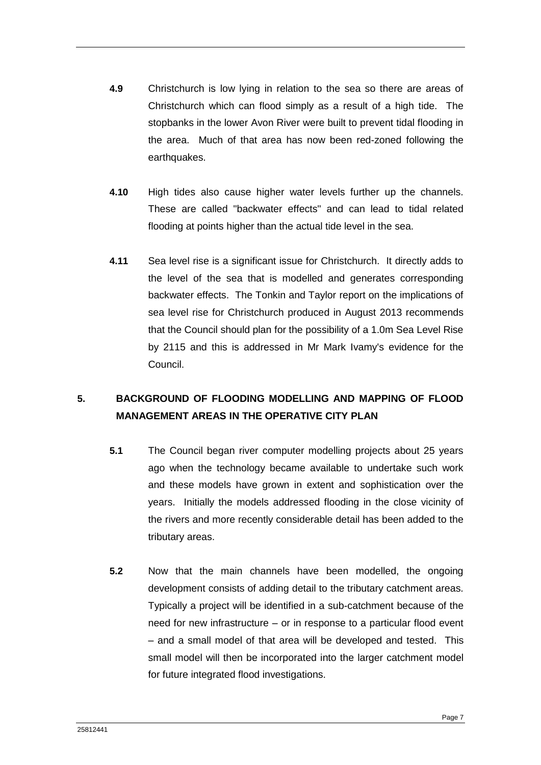**4.9** Christchurch is low lying in relation to the sea so there are areas of Christchurch which can flood simply as a result of a high tide. The stopbanks in the lower Avon River were built to prevent tidal flooding in the area. Much of that area has now been red-zoned following the earthquakes.

**4.10** High tides also cause higher water levels further up the channels. These are called "backwater effects" and can lead to tidal related flooding at points higher than the actual tide level in the sea.

**4.11** Sea level rise is a significant issue for Christchurch. It directly adds to the level of the sea that is modelled and generates corresponding backwater effects. The Tonkin and Taylor report on the implications of sea level rise for Christchurch produced in August 2013 recommends that the Council should plan for the possibility of a 1.0m Sea Level Rise by 2115 and this is addressed in Mr Mark Ivamy's evidence for the Council.

## 5. BACKGROUND OF FLOODING MODELLING AND MAPPING OF FLOOD MANAGEMENT AREAS IN THE OPERATIVE CITY PLAN

**5.1** The Council began river computer modelling projects about 25 years ago when the technology became available to undertake such work and these models have grown in extent and sophistication over the years. Initially the models addressed flooding in the close vicinity of the rivers and more recently considerable detail has been added to the tributary areas.

**5.2** Now that the main channels have been modelled, the ongoing development consists of adding detail to the tributary catchment areas. Typically a project will be identified in a sub-catchment because of the need for new infrastructure – or in response to a particular flood event – and a small model of that area will be developed and tested. This small model will then be incorporated into the larger catchment model for future integrated flood investigations.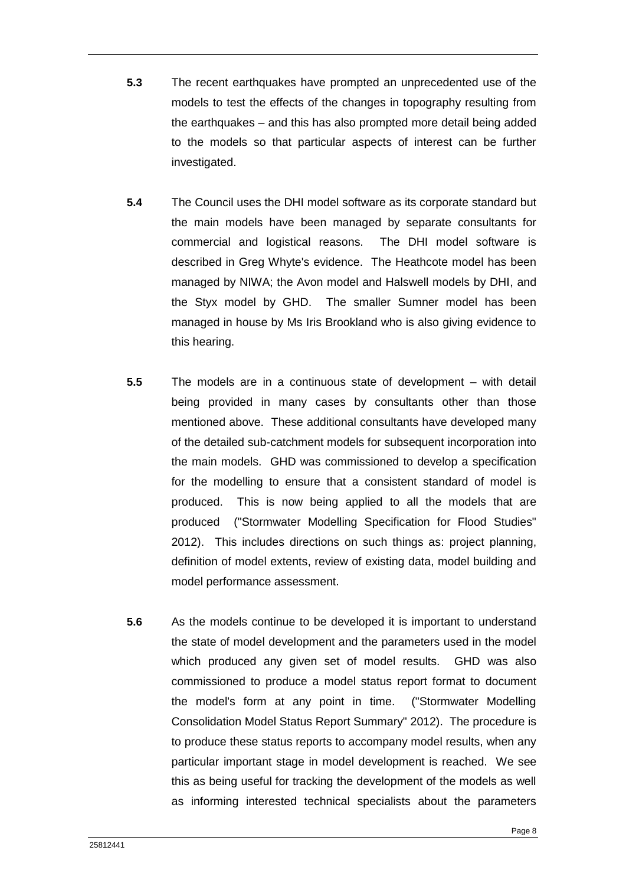**5.3** The recent earthquakes have prompted an unprecedented use of the models to test the effects of the changes in topography resulting from the earthquakes – and this has also prompted more detail being added to the models so that particular aspects of interest can be further investigated.

**5.4** The Council uses the DHI model software as its corporate standard but the main models have been managed by separate consultants for commercial and logistical reasons. The DHI model software is described in Greg Whyte's evidence. The Heathcote model has been managed by NIWA; the Avon model and Halswell models by DHI, and the Styx model by GHD. The smaller Sumner model has been managed in house by Ms Iris Brookland who is also giving evidence to this hearing.

**5.5** The models are in a continuous state of development – with detail being provided in many cases by consultants other than those mentioned above. These additional consultants have developed many of the detailed sub-catchment models for subsequent incorporation into the main models. GHD was commissioned to develop a specification for the modelling to ensure that a consistent standard of model is produced. This is now being applied to all the models that are produced ("Stormwater Modelling Specification for Flood Studies" 2012). This includes directions on such things as: project planning, definition of model extents, review of existing data, model building and model performance assessment.

**5.6** As the models continue to be developed it is important to understand the state of model development and the parameters used in the model which produced any given set of model results. GHD was also commissioned to produce a model status report format to document the model's form at any point in time. ("Stormwater Modelling Consolidation Model Status Report Summary" 2012). The procedure is to produce these status reports to accompany model results, when any particular important stage in model development is reached. We see this as being useful for tracking the development of the models as well as informing interested technical specialists about the parameters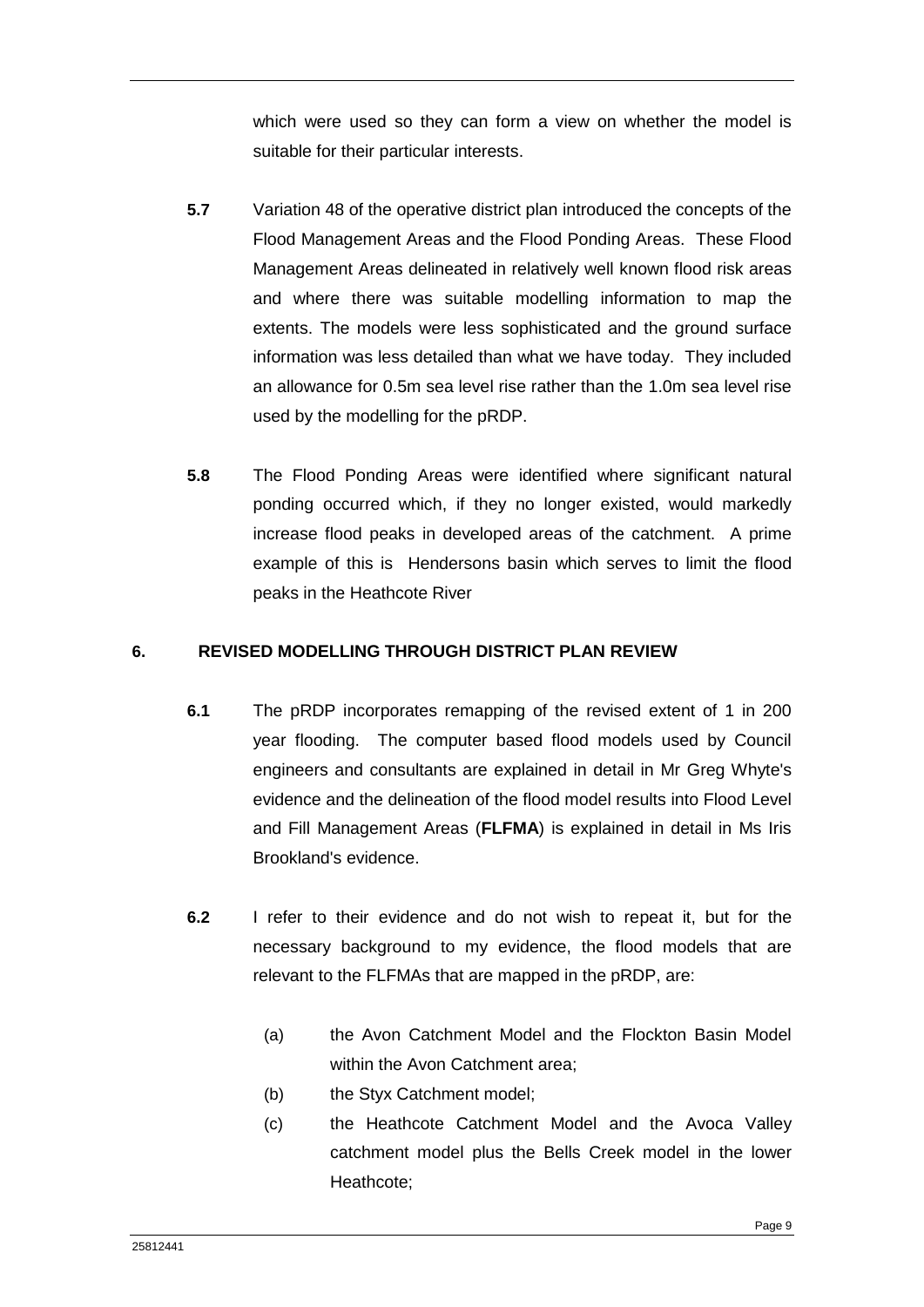which were used so they can form a view on whether the model is suitable for their particular interests.

**5.7** Variation 48 of the operative district plan introduced the concepts of the Flood Management Areas and the Flood Ponding Areas. These Flood Management Areas delineated in relatively well known flood risk areas and where there was suitable modelling information to map the extents. The models were less sophisticated and the ground surface information was less detailed than what we have today. They included an allowance for 0.5m sea level rise rather than the 1.0m sea level rise used by the modelling for the pRDP.

**5.8** The Flood Ponding Areas were identified where significant natural ponding occurred which, if they no longer existed, would markedly increase flood peaks in developed areas of the catchment. A prime example of this is Hendersons basin which serves to limit the flood peaks in the Heathcote River

## 6. REVISED MODELLING THROUGH DISTRICT PLAN REVIEW

**6.1** The pRDP incorporates remapping of the revised extent of 1 in 200 year flooding. The computer based flood models used by Council engineers and consultants are explained in detail in Mr Greg Whyte's evidence and the delineation of the flood model results into Flood Level and Fill Management Areas (**FLFMA**) is explained in detail in Ms Iris Brookland's evidence.

**6.2** I refer to their evidence and do not wish to repeat it, but for the necessary background to my evidence, the flood models that are relevant to the FLFMAs that are mapped in the pRDP, are:

(a) the Avon Catchment Model and the Flockton Basin Model within the Avon Catchment area;

(b) the Styx Catchment model;

(c) the Heathcote Catchment Model and the Avoca Valley catchment model plus the Bells Creek model in the lower Heathcote;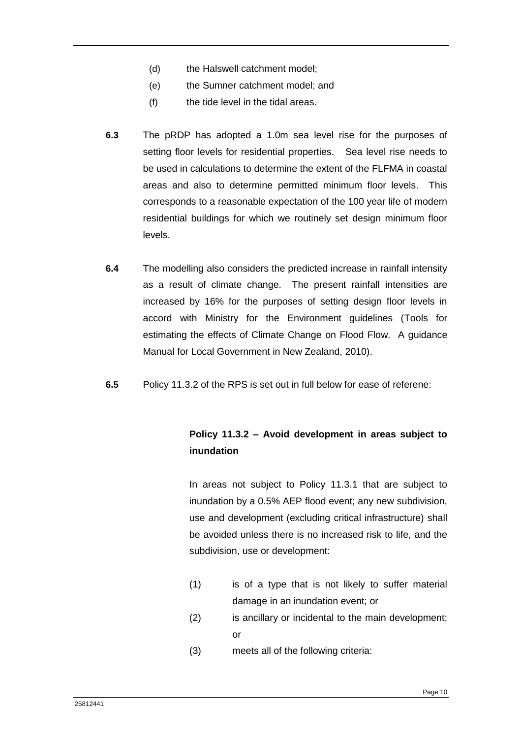(d) the Halswell catchment model;

(e) the Sumner catchment model; and

(f) the tide level in the tidal areas.

**6.3** The pRDP has adopted a 1.0m sea level rise for the purposes of setting floor levels for residential properties. Sea level rise needs to be used in calculations to determine the extent of the FLFMA in coastal areas and also to determine permitted minimum floor levels. This corresponds to a reasonable expectation of the 100 year life of modern residential buildings for which we routinely set design minimum floor levels.

**6.4** The modelling also considers the predicted increase in rainfall intensity as a result of climate change. The present rainfall intensities are increased by 16% for the purposes of setting design floor levels in accord with Ministry for the Environment guidelines (Tools for estimating the effects of Climate Change on Flood Flow. A guidance Manual for Local Government in New Zealand, 2010).

**6.5** Policy 11.3.2 of the RPS is set out in full below for ease of referene:

> **Policy 11.3.2 – Avoid development in areas subject to inundation**
>
> In areas not subject to Policy 11.3.1 that are subject to inundation by a 0.5% AEP flood event; any new subdivision, use and development (excluding critical infrastructure) shall be avoided unless there is no increased risk to life, and the subdivision, use or development:
>
> (1) is of a type that is not likely to suffer material damage in an inundation event; or
>
> (2) is ancillary or incidental to the main development; or
>
> (3) meets all of the following criteria: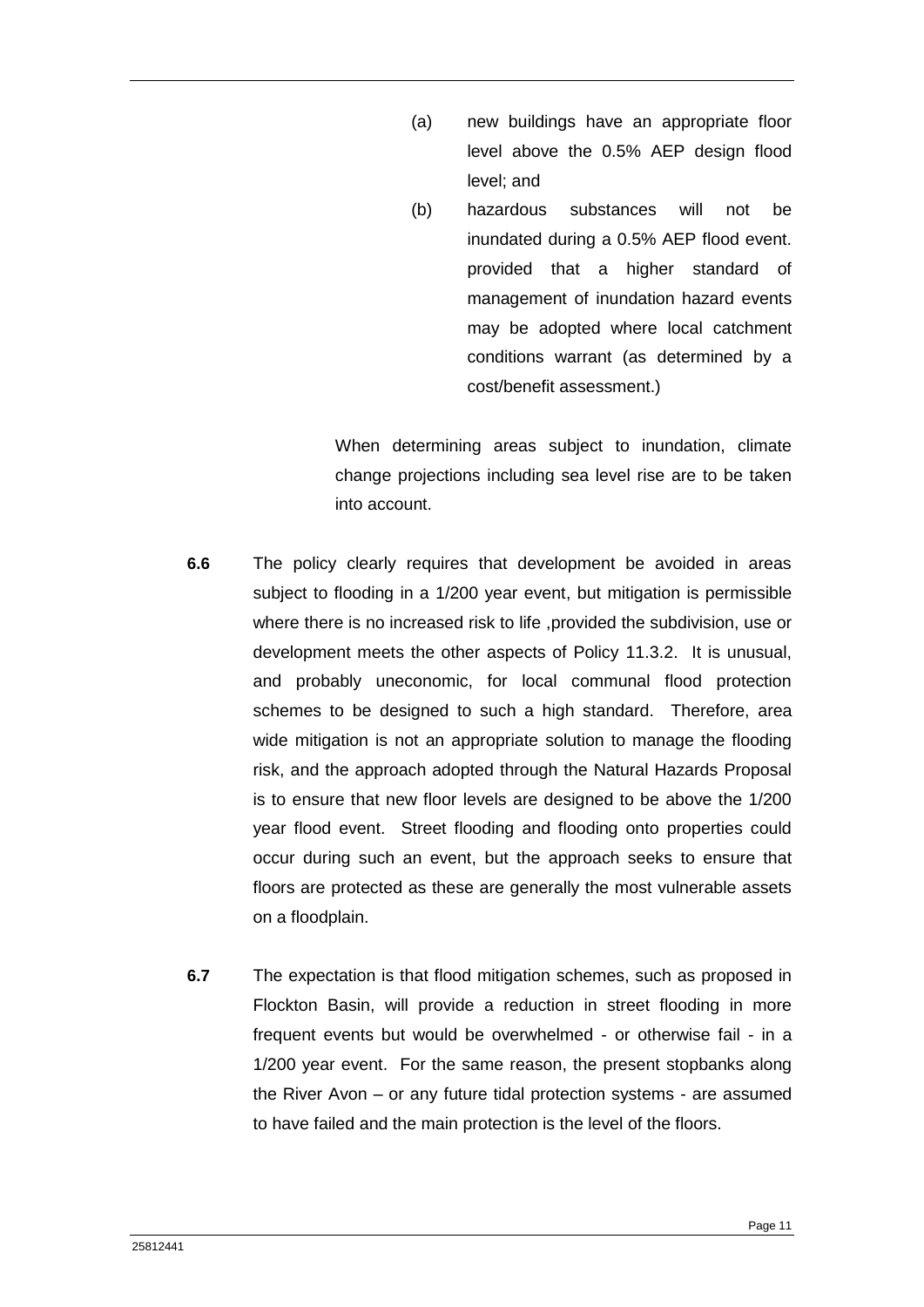(a) new buildings have an appropriate floor level above the 0.5% AEP design flood level; and

(b) hazardous substances will not be inundated during a 0.5% AEP flood event. provided that a higher standard of management of inundation hazard events may be adopted where local catchment conditions warrant (as determined by a cost/benefit assessment.)

When determining areas subject to inundation, climate change projections including sea level rise are to be taken into account.

**6.6** The policy clearly requires that development be avoided in areas subject to flooding in a 1/200 year event, but mitigation is permissible where there is no increased risk to life ,provided the subdivision, use or development meets the other aspects of Policy 11.3.2. It is unusual, and probably uneconomic, for local communal flood protection schemes to be designed to such a high standard. Therefore, area wide mitigation is not an appropriate solution to manage the flooding risk, and the approach adopted through the Natural Hazards Proposal is to ensure that new floor levels are designed to be above the 1/200 year flood event. Street flooding and flooding onto properties could occur during such an event, but the approach seeks to ensure that floors are protected as these are generally the most vulnerable assets on a floodplain.

**6.7** The expectation is that flood mitigation schemes, such as proposed in Flockton Basin, will provide a reduction in street flooding in more frequent events but would be overwhelmed - or otherwise fail - in a 1/200 year event. For the same reason, the present stopbanks along the River Avon – or any future tidal protection systems - are assumed to have failed and the main protection is the level of the floors.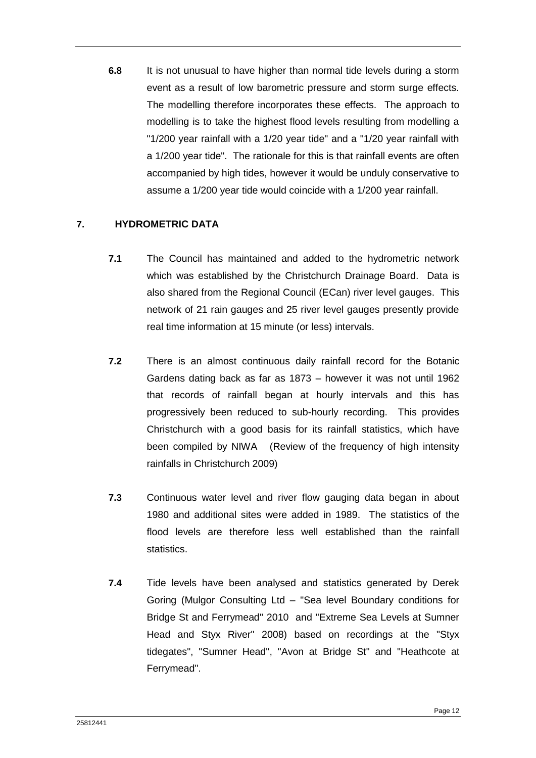**6.8** It is not unusual to have higher than normal tide levels during a storm event as a result of low barometric pressure and storm surge effects. The modelling therefore incorporates these effects. The approach to modelling is to take the highest flood levels resulting from modelling a "1/200 year rainfall with a 1/20 year tide" and a "1/20 year rainfall with a 1/200 year tide". The rationale for this is that rainfall events are often accompanied by high tides, however it would be unduly conservative to assume a 1/200 year tide would coincide with a 1/200 year rainfall.

## 7. HYDROMETRIC DATA

**7.1** The Council has maintained and added to the hydrometric network which was established by the Christchurch Drainage Board. Data is also shared from the Regional Council (ECan) river level gauges. This network of 21 rain gauges and 25 river level gauges presently provide real time information at 15 minute (or less) intervals.

**7.2** There is an almost continuous daily rainfall record for the Botanic Gardens dating back as far as 1873 – however it was not until 1962 that records of rainfall began at hourly intervals and this has progressively been reduced to sub-hourly recording. This provides Christchurch with a good basis for its rainfall statistics, which have been compiled by NIWA (Review of the frequency of high intensity rainfalls in Christchurch 2009)

**7.3** Continuous water level and river flow gauging data began in about 1980 and additional sites were added in 1989. The statistics of the flood levels are therefore less well established than the rainfall statistics.

**7.4** Tide levels have been analysed and statistics generated by Derek Goring (Mulgor Consulting Ltd – "Sea level Boundary conditions for Bridge St and Ferrymead" 2010 and "Extreme Sea Levels at Sumner Head and Styx River" 2008) based on recordings at the "Styx tidegates", "Sumner Head", "Avon at Bridge St" and "Heathcote at Ferrymead".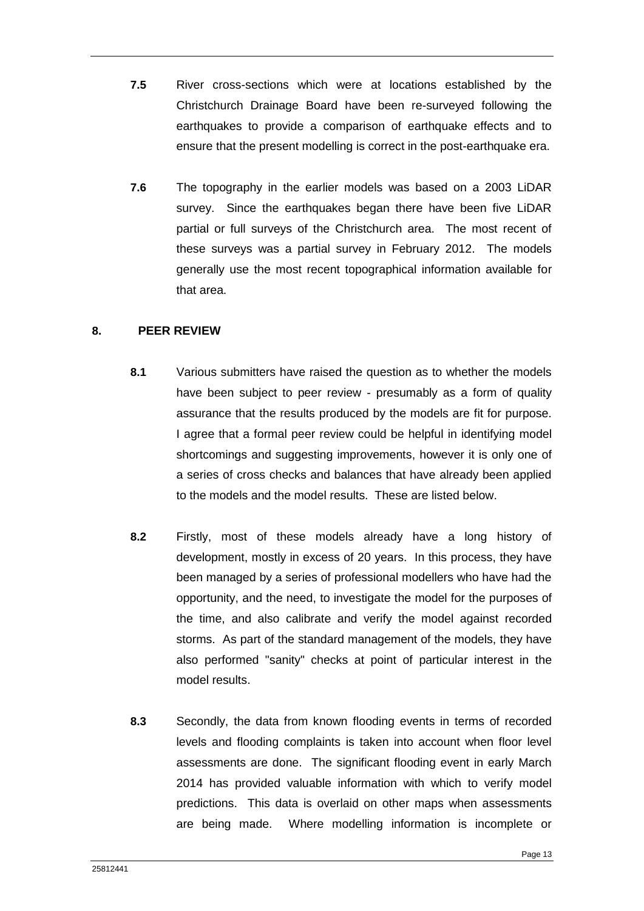**7.5** River cross-sections which were at locations established by the Christchurch Drainage Board have been re-surveyed following the earthquakes to provide a comparison of earthquake effects and to ensure that the present modelling is correct in the post-earthquake era.

**7.6** The topography in the earlier models was based on a 2003 LiDAR survey. Since the earthquakes began there have been five LiDAR partial or full surveys of the Christchurch area. The most recent of these surveys was a partial survey in February 2012. The models generally use the most recent topographical information available for that area.

## 8. PEER REVIEW

**8.1** Various submitters have raised the question as to whether the models have been subject to peer review - presumably as a form of quality assurance that the results produced by the models are fit for purpose. I agree that a formal peer review could be helpful in identifying model shortcomings and suggesting improvements, however it is only one of a series of cross checks and balances that have already been applied to the models and the model results. These are listed below.

**8.2** Firstly, most of these models already have a long history of development, mostly in excess of 20 years. In this process, they have been managed by a series of professional modellers who have had the opportunity, and the need, to investigate the model for the purposes of the time, and also calibrate and verify the model against recorded storms. As part of the standard management of the models, they have also performed "sanity" checks at point of particular interest in the model results.

**8.3** Secondly, the data from known flooding events in terms of recorded levels and flooding complaints is taken into account when floor level assessments are done. The significant flooding event in early March 2014 has provided valuable information with which to verify model predictions. This data is overlaid on other maps when assessments are being made. Where modelling information is incomplete or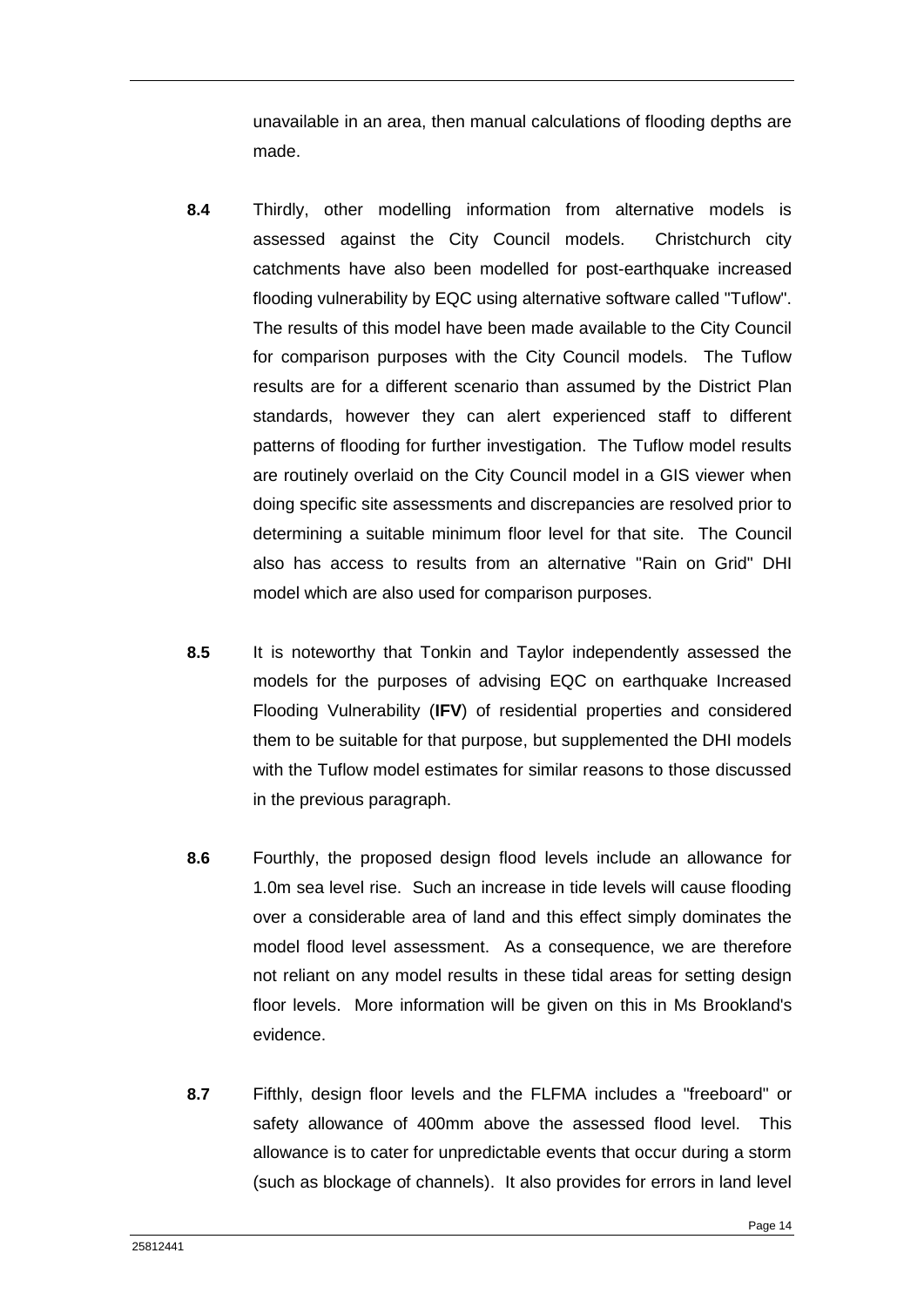unavailable in an area, then manual calculations of flooding depths are made.

**8.4** Thirdly, other modelling information from alternative models is assessed against the City Council models. Christchurch city catchments have also been modelled for post-earthquake increased flooding vulnerability by EQC using alternative software called "Tuflow". The results of this model have been made available to the City Council for comparison purposes with the City Council models. The Tuflow results are for a different scenario than assumed by the District Plan standards, however they can alert experienced staff to different patterns of flooding for further investigation. The Tuflow model results are routinely overlaid on the City Council model in a GIS viewer when doing specific site assessments and discrepancies are resolved prior to determining a suitable minimum floor level for that site. The Council also has access to results from an alternative "Rain on Grid" DHI model which are also used for comparison purposes.

**8.5** It is noteworthy that Tonkin and Taylor independently assessed the models for the purposes of advising EQC on earthquake Increased Flooding Vulnerability (**IFV**) of residential properties and considered them to be suitable for that purpose, but supplemented the DHI models with the Tuflow model estimates for similar reasons to those discussed in the previous paragraph.

**8.6** Fourthly, the proposed design flood levels include an allowance for 1.0m sea level rise. Such an increase in tide levels will cause flooding over a considerable area of land and this effect simply dominates the model flood level assessment. As a consequence, we are therefore not reliant on any model results in these tidal areas for setting design floor levels. More information will be given on this in Ms Brookland's evidence.

**8.7** Fifthly, design floor levels and the FLFMA includes a "freeboard" or safety allowance of 400mm above the assessed flood level. This allowance is to cater for unpredictable events that occur during a storm (such as blockage of channels). It also provides for errors in land level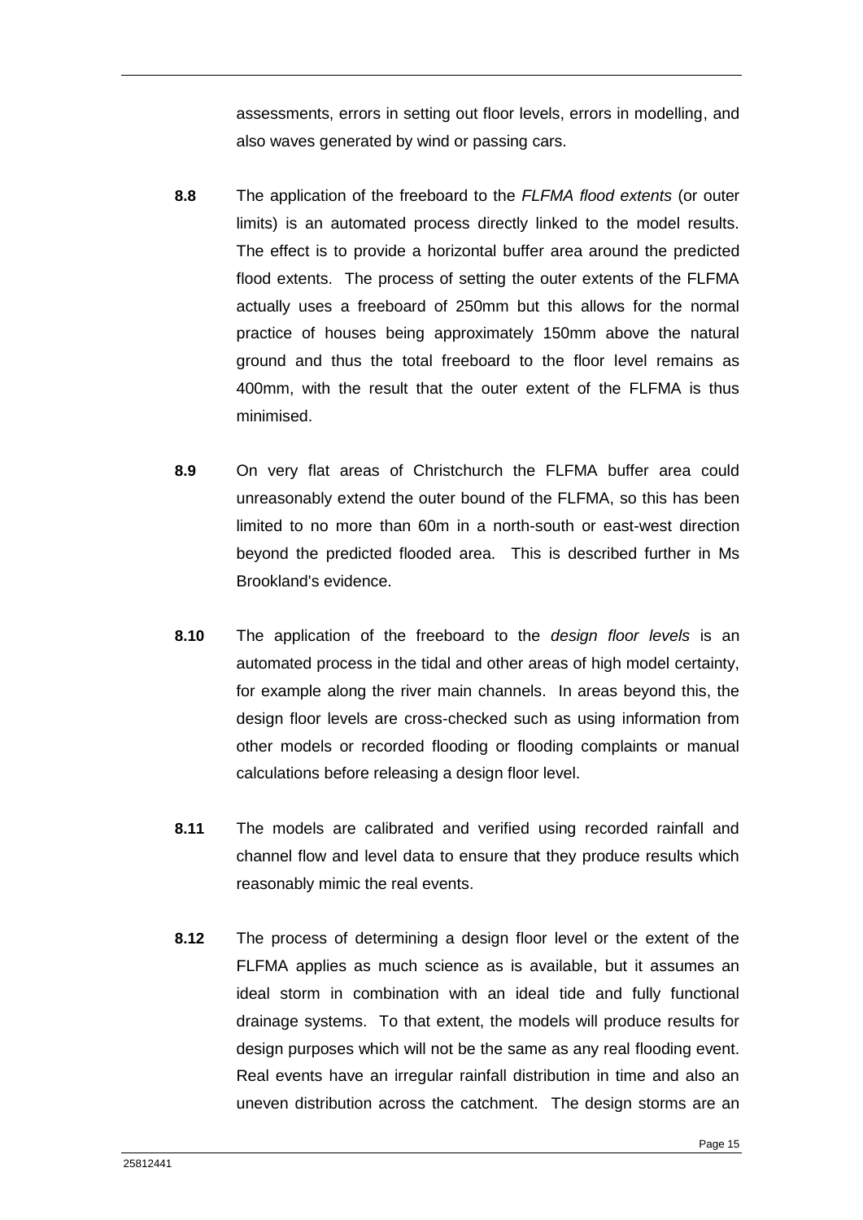assessments, errors in setting out floor levels, errors in modelling, and also waves generated by wind or passing cars.

**8.8** The application of the freeboard to the *FLFMA flood extents* (or outer limits) is an automated process directly linked to the model results. The effect is to provide a horizontal buffer area around the predicted flood extents. The process of setting the outer extents of the FLFMA actually uses a freeboard of 250mm but this allows for the normal practice of houses being approximately 150mm above the natural ground and thus the total freeboard to the floor level remains as 400mm, with the result that the outer extent of the FLFMA is thus minimised.

**8.9** On very flat areas of Christchurch the FLFMA buffer area could unreasonably extend the outer bound of the FLFMA, so this has been limited to no more than 60m in a north-south or east-west direction beyond the predicted flooded area. This is described further in Ms Brookland's evidence.

**8.10** The application of the freeboard to the *design floor levels* is an automated process in the tidal and other areas of high model certainty, for example along the river main channels. In areas beyond this, the design floor levels are cross-checked such as using information from other models or recorded flooding or flooding complaints or manual calculations before releasing a design floor level.

**8.11** The models are calibrated and verified using recorded rainfall and channel flow and level data to ensure that they produce results which reasonably mimic the real events.

**8.12** The process of determining a design floor level or the extent of the FLFMA applies as much science as is available, but it assumes an ideal storm in combination with an ideal tide and fully functional drainage systems. To that extent, the models will produce results for design purposes which will not be the same as any real flooding event. Real events have an irregular rainfall distribution in time and also an uneven distribution across the catchment. The design storms are an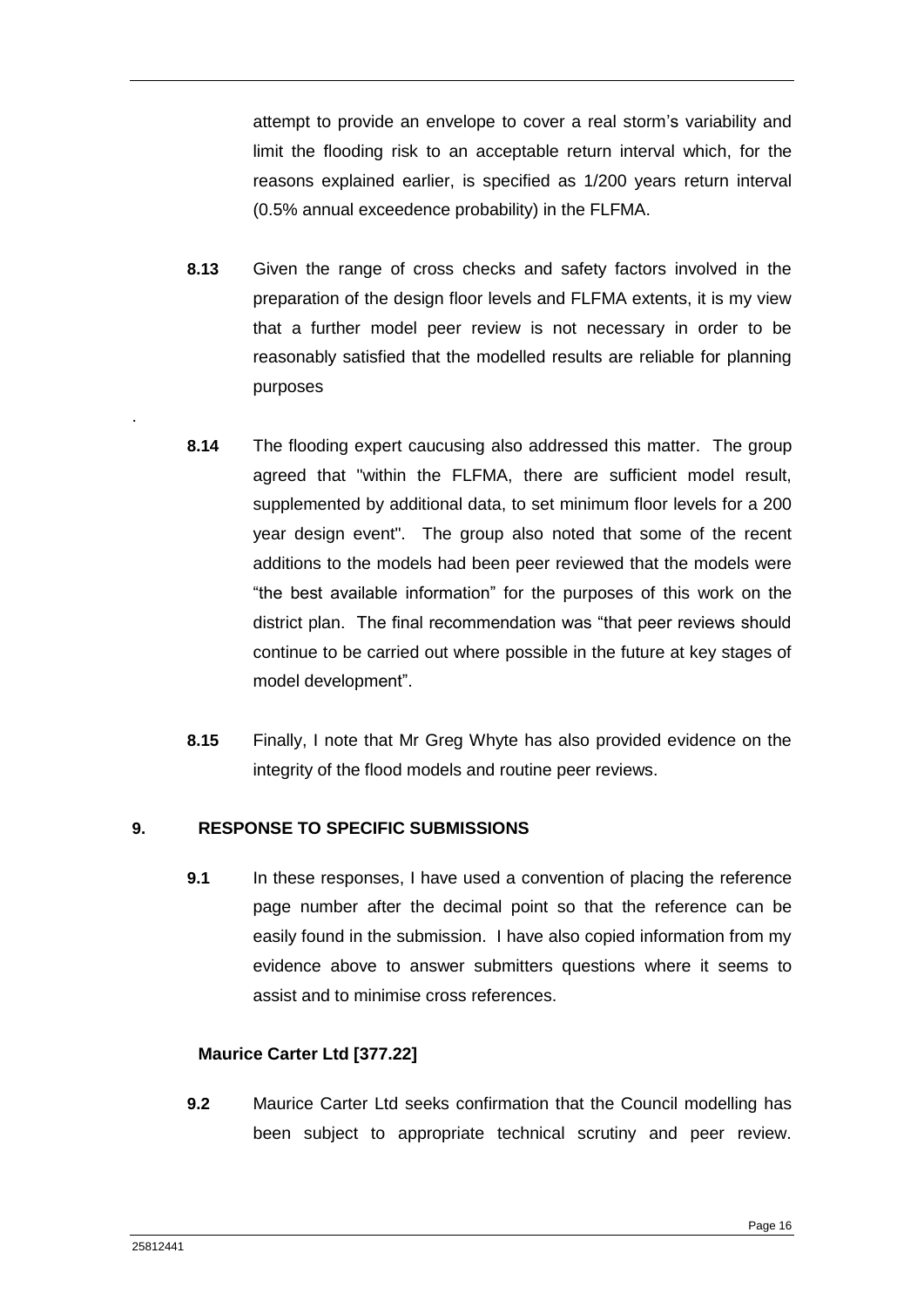attempt to provide an envelope to cover a real storm's variability and limit the flooding risk to an acceptable return interval which, for the reasons explained earlier, is specified as 1/200 years return interval (0.5% annual exceedence probability) in the FLFMA.

**8.13** Given the range of cross checks and safety factors involved in the preparation of the design floor levels and FLFMA extents, it is my view that a further model peer review is not necessary in order to be reasonably satisfied that the modelled results are reliable for planning purposes

.

**8.14** The flooding expert caucusing also addressed this matter. The group agreed that "within the FLFMA, there are sufficient model result, supplemented by additional data, to set minimum floor levels for a 200 year design event". The group also noted that some of the recent additions to the models had been peer reviewed that the models were "the best available information" for the purposes of this work on the district plan. The final recommendation was "that peer reviews should continue to be carried out where possible in the future at key stages of model development".

**8.15** Finally, I note that Mr Greg Whyte has also provided evidence on the integrity of the flood models and routine peer reviews.

## 9. RESPONSE TO SPECIFIC SUBMISSIONS

**9.1** In these responses, I have used a convention of placing the reference page number after the decimal point so that the reference can be easily found in the submission. I have also copied information from my evidence above to answer submitters questions where it seems to assist and to minimise cross references.

### Maurice Carter Ltd [377.22]

**9.2** Maurice Carter Ltd seeks confirmation that the Council modelling has been subject to appropriate technical scrutiny and peer review.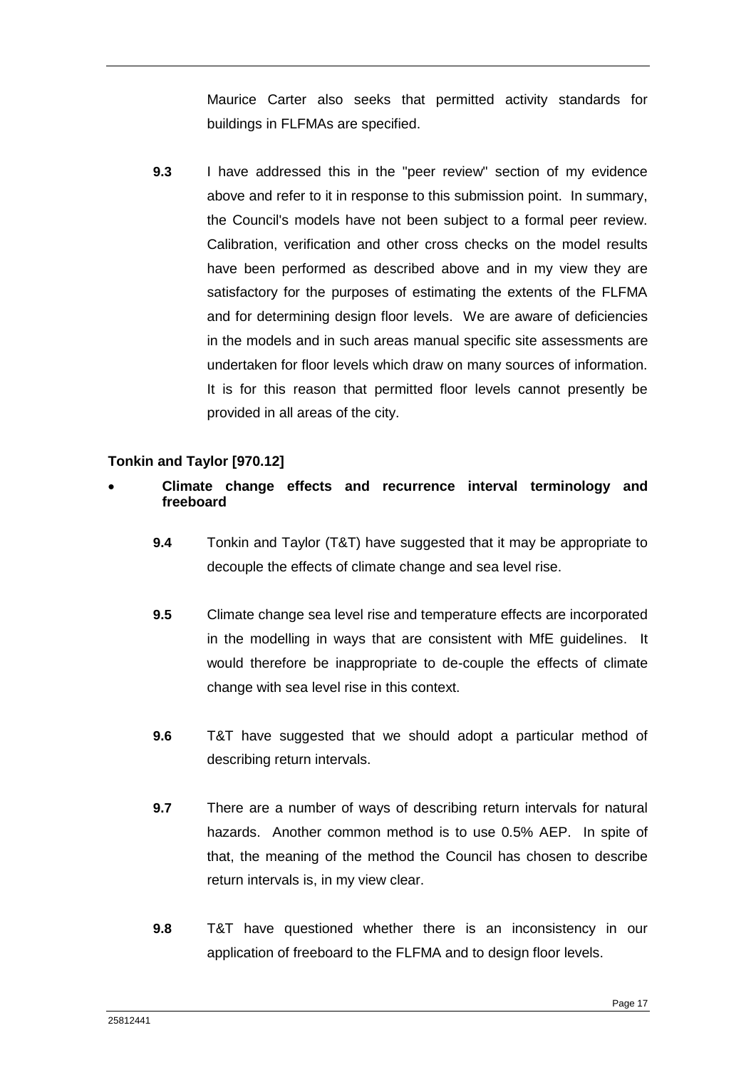Maurice Carter also seeks that permitted activity standards for buildings in FLFMAs are specified.

**9.3** I have addressed this in the "peer review" section of my evidence above and refer to it in response to this submission point. In summary, the Council's models have not been subject to a formal peer review. Calibration, verification and other cross checks on the model results have been performed as described above and in my view they are satisfactory for the purposes of estimating the extents of the FLFMA and for determining design floor levels. We are aware of deficiencies in the models and in such areas manual specific site assessments are undertaken for floor levels which draw on many sources of information. It is for this reason that permitted floor levels cannot presently be provided in all areas of the city.

**Tonkin and Taylor [970.12]**

- **Climate change effects and recurrence interval terminology and freeboard**

**9.4** Tonkin and Taylor (T&T) have suggested that it may be appropriate to decouple the effects of climate change and sea level rise.

**9.5** Climate change sea level rise and temperature effects are incorporated in the modelling in ways that are consistent with MfE guidelines. It would therefore be inappropriate to de-couple the effects of climate change with sea level rise in this context.

**9.6** T&T have suggested that we should adopt a particular method of describing return intervals.

**9.7** There are a number of ways of describing return intervals for natural hazards. Another common method is to use 0.5% AEP. In spite of that, the meaning of the method the Council has chosen to describe return intervals is, in my view clear.

**9.8** T&T have questioned whether there is an inconsistency in our application of freeboard to the FLFMA and to design floor levels.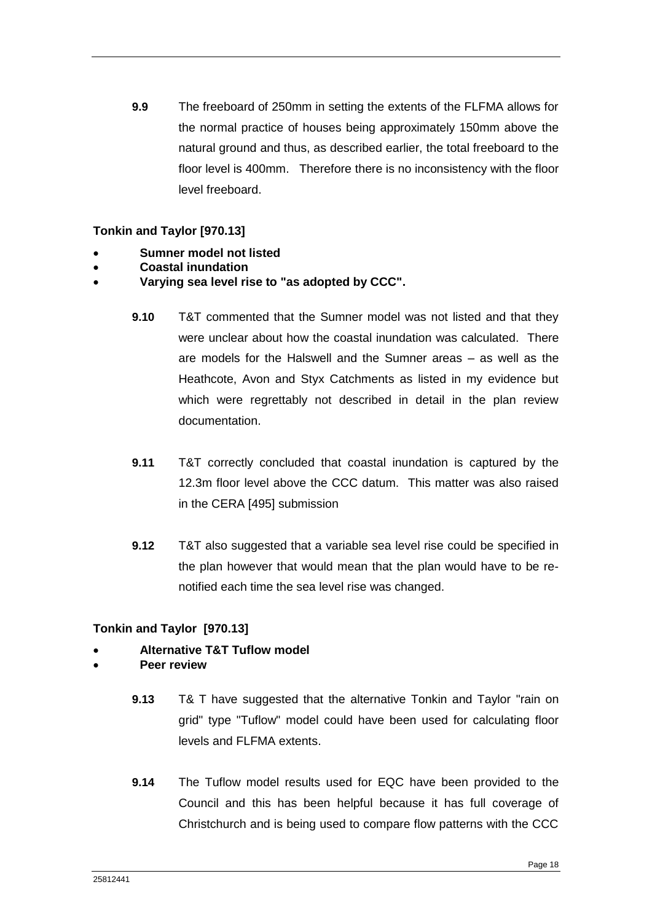**9.9** The freeboard of 250mm in setting the extents of the FLFMA allows for the normal practice of houses being approximately 150mm above the natural ground and thus, as described earlier, the total freeboard to the floor level is 400mm. Therefore there is no inconsistency with the floor level freeboard.

**Tonkin and Taylor [970.13]**

- **Sumner model not listed**
- **Coastal inundation**
- **Varying sea level rise to "as adopted by CCC".**

**9.10** T&T commented that the Sumner model was not listed and that they were unclear about how the coastal inundation was calculated. There are models for the Halswell and the Sumner areas – as well as the Heathcote, Avon and Styx Catchments as listed in my evidence but which were regrettably not described in detail in the plan review documentation.

**9.11** T&T correctly concluded that coastal inundation is captured by the 12.3m floor level above the CCC datum. This matter was also raised in the CERA [495] submission

**9.12** T&T also suggested that a variable sea level rise could be specified in the plan however that would mean that the plan would have to be re-notified each time the sea level rise was changed.

**Tonkin and Taylor [970.13]**

- **Alternative T&T Tuflow model**
- **Peer review**

**9.13** T& T have suggested that the alternative Tonkin and Taylor "rain on grid" type "Tuflow" model could have been used for calculating floor levels and FLFMA extents.

**9.14** The Tuflow model results used for EQC have been provided to the Council and this has been helpful because it has full coverage of Christchurch and is being used to compare flow patterns with the CCC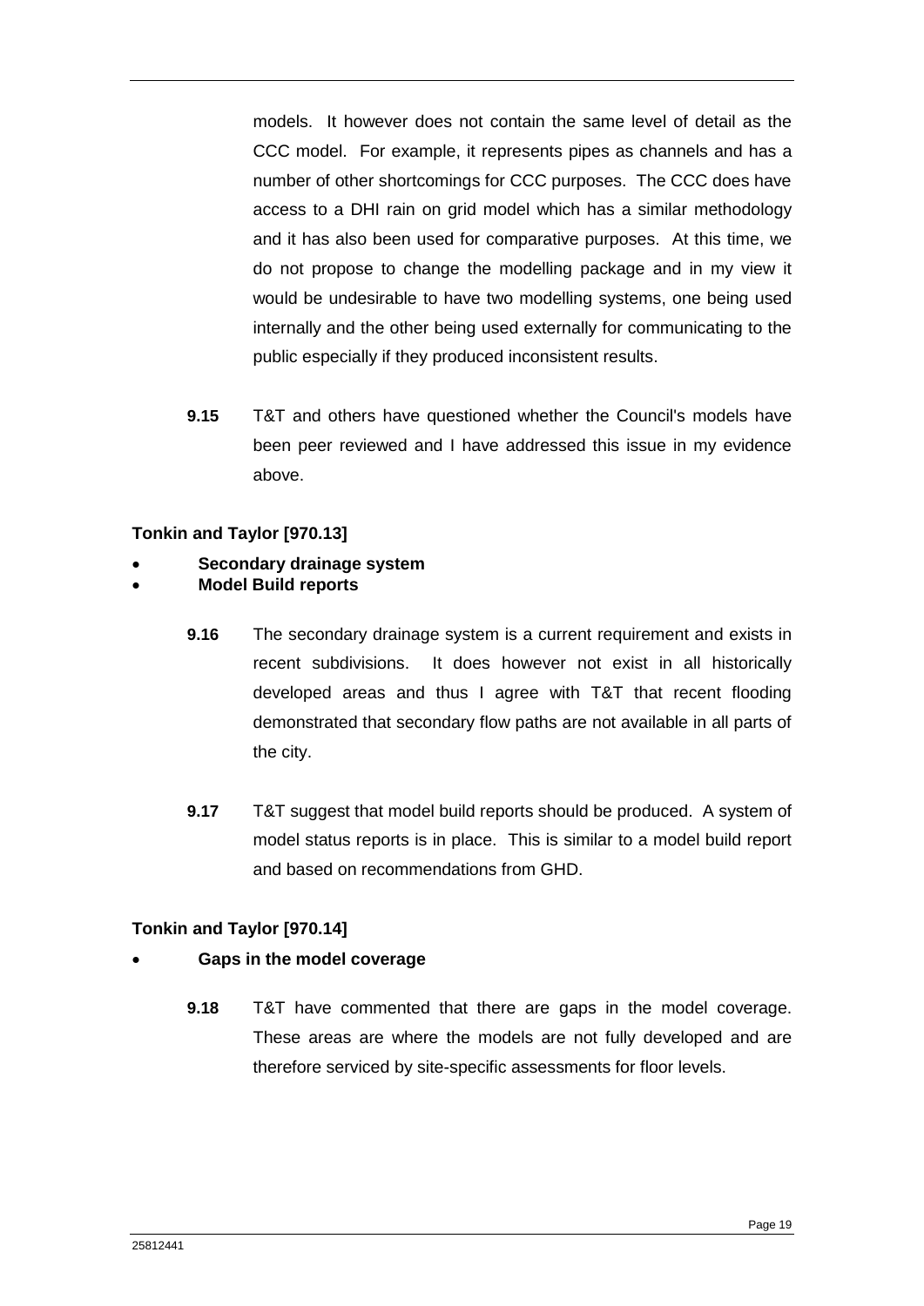models. It however does not contain the same level of detail as the CCC model. For example, it represents pipes as channels and has a number of other shortcomings for CCC purposes. The CCC does have access to a DHI rain on grid model which has a similar methodology and it has also been used for comparative purposes. At this time, we do not propose to change the modelling package and in my view it would be undesirable to have two modelling systems, one being used internally and the other being used externally for communicating to the public especially if they produced inconsistent results.

**9.15** T&T and others have questioned whether the Council's models have been peer reviewed and I have addressed this issue in my evidence above.

**Tonkin and Taylor [970.13]**

- **Secondary drainage system**
- **Model Build reports**

**9.16** The secondary drainage system is a current requirement and exists in recent subdivisions. It does however not exist in all historically developed areas and thus I agree with T&T that recent flooding demonstrated that secondary flow paths are not available in all parts of the city.

**9.17** T&T suggest that model build reports should be produced. A system of model status reports is in place. This is similar to a model build report and based on recommendations from GHD.

**Tonkin and Taylor [970.14]**

- **Gaps in the model coverage**

**9.18** T&T have commented that there are gaps in the model coverage. These areas are where the models are not fully developed and are therefore serviced by site-specific assessments for floor levels.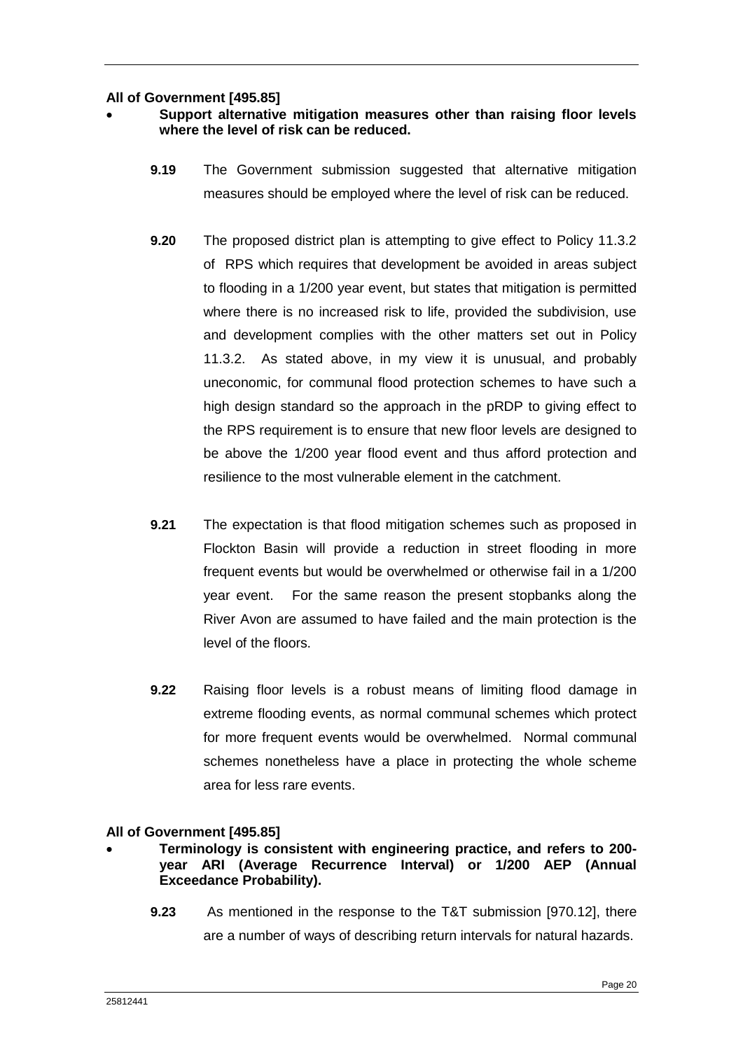**All of Government [495.85]**

- **Support alternative mitigation measures other than raising floor levels where the level of risk can be reduced.**

**9.19** The Government submission suggested that alternative mitigation measures should be employed where the level of risk can be reduced.

**9.20** The proposed district plan is attempting to give effect to Policy 11.3.2 of RPS which requires that development be avoided in areas subject to flooding in a 1/200 year event, but states that mitigation is permitted where there is no increased risk to life, provided the subdivision, use and development complies with the other matters set out in Policy 11.3.2. As stated above, in my view it is unusual, and probably uneconomic, for communal flood protection schemes to have such a high design standard so the approach in the pRDP to giving effect to the RPS requirement is to ensure that new floor levels are designed to be above the 1/200 year flood event and thus afford protection and resilience to the most vulnerable element in the catchment.

**9.21** The expectation is that flood mitigation schemes such as proposed in Flockton Basin will provide a reduction in street flooding in more frequent events but would be overwhelmed or otherwise fail in a 1/200 year event. For the same reason the present stopbanks along the River Avon are assumed to have failed and the main protection is the level of the floors.

**9.22** Raising floor levels is a robust means of limiting flood damage in extreme flooding events, as normal communal schemes which protect for more frequent events would be overwhelmed. Normal communal schemes nonetheless have a place in protecting the whole scheme area for less rare events.

**All of Government [495.85]**

- **Terminology is consistent with engineering practice, and refers to 200-year ARI (Average Recurrence Interval) or 1/200 AEP (Annual Exceedance Probability).**

**9.23** As mentioned in the response to the T&T submission [970.12], there are a number of ways of describing return intervals for natural hazards.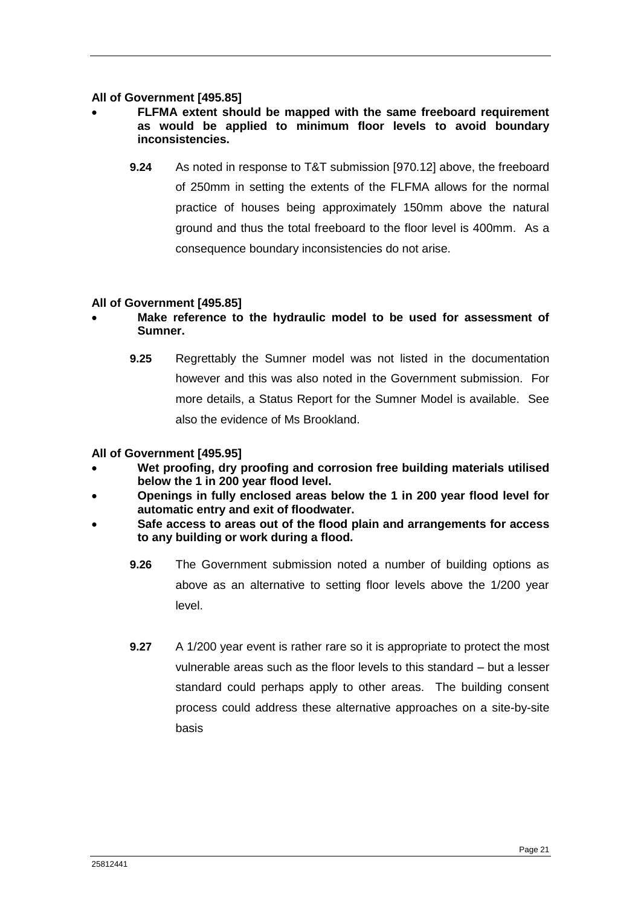**All of Government [495.85]**

- **FLFMA extent should be mapped with the same freeboard requirement as would be applied to minimum floor levels to avoid boundary inconsistencies.**

**9.24** As noted in response to T&T submission [970.12] above, the freeboard of 250mm in setting the extents of the FLFMA allows for the normal practice of houses being approximately 150mm above the natural ground and thus the total freeboard to the floor level is 400mm. As a consequence boundary inconsistencies do not arise.

**All of Government [495.85]**

- **Make reference to the hydraulic model to be used for assessment of Sumner.**

**9.25** Regrettably the Sumner model was not listed in the documentation however and this was also noted in the Government submission. For more details, a Status Report for the Sumner Model is available. See also the evidence of Ms Brookland.

**All of Government [495.95]**

- **Wet proofing, dry proofing and corrosion free building materials utilised below the 1 in 200 year flood level.**
- **Openings in fully enclosed areas below the 1 in 200 year flood level for automatic entry and exit of floodwater.**
- **Safe access to areas out of the flood plain and arrangements for access to any building or work during a flood.**

**9.26** The Government submission noted a number of building options as above as an alternative to setting floor levels above the 1/200 year level.

**9.27** A 1/200 year event is rather rare so it is appropriate to protect the most vulnerable areas such as the floor levels to this standard – but a lesser standard could perhaps apply to other areas. The building consent process could address these alternative approaches on a site-by-site basis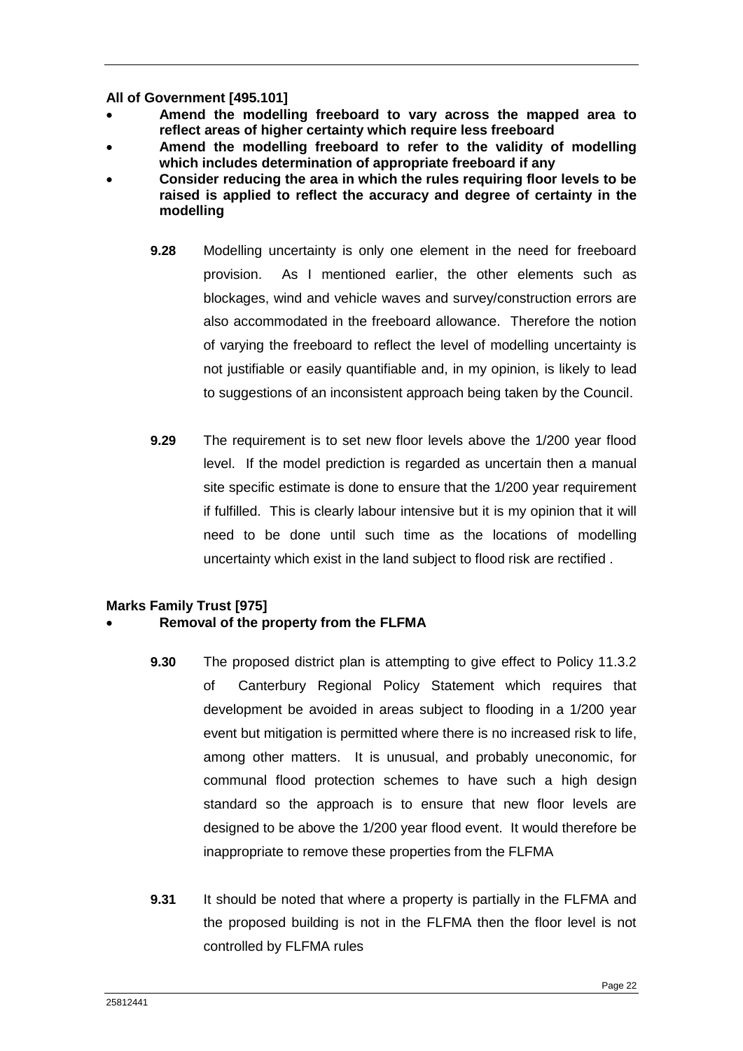**All of Government [495.101]**

- **Amend the modelling freeboard to vary across the mapped area to reflect areas of higher certainty which require less freeboard**
- **Amend the modelling freeboard to refer to the validity of modelling which includes determination of appropriate freeboard if any**
- **Consider reducing the area in which the rules requiring floor levels to be raised is applied to reflect the accuracy and degree of certainty in the modelling**

**9.28** Modelling uncertainty is only one element in the need for freeboard provision. As I mentioned earlier, the other elements such as blockages, wind and vehicle waves and survey/construction errors are also accommodated in the freeboard allowance. Therefore the notion of varying the freeboard to reflect the level of modelling uncertainty is not justifiable or easily quantifiable and, in my opinion, is likely to lead to suggestions of an inconsistent approach being taken by the Council.

**9.29** The requirement is to set new floor levels above the 1/200 year flood level. If the model prediction is regarded as uncertain then a manual site specific estimate is done to ensure that the 1/200 year requirement if fulfilled. This is clearly labour intensive but it is my opinion that it will need to be done until such time as the locations of modelling uncertainty which exist in the land subject to flood risk are rectified .

**Marks Family Trust [975]**

- **Removal of the property from the FLFMA**

**9.30** The proposed district plan is attempting to give effect to Policy 11.3.2 of Canterbury Regional Policy Statement which requires that development be avoided in areas subject to flooding in a 1/200 year event but mitigation is permitted where there is no increased risk to life, among other matters. It is unusual, and probably uneconomic, for communal flood protection schemes to have such a high design standard so the approach is to ensure that new floor levels are designed to be above the 1/200 year flood event. It would therefore be inappropriate to remove these properties from the FLFMA

**9.31** It should be noted that where a property is partially in the FLFMA and the proposed building is not in the FLFMA then the floor level is not controlled by FLFMA rules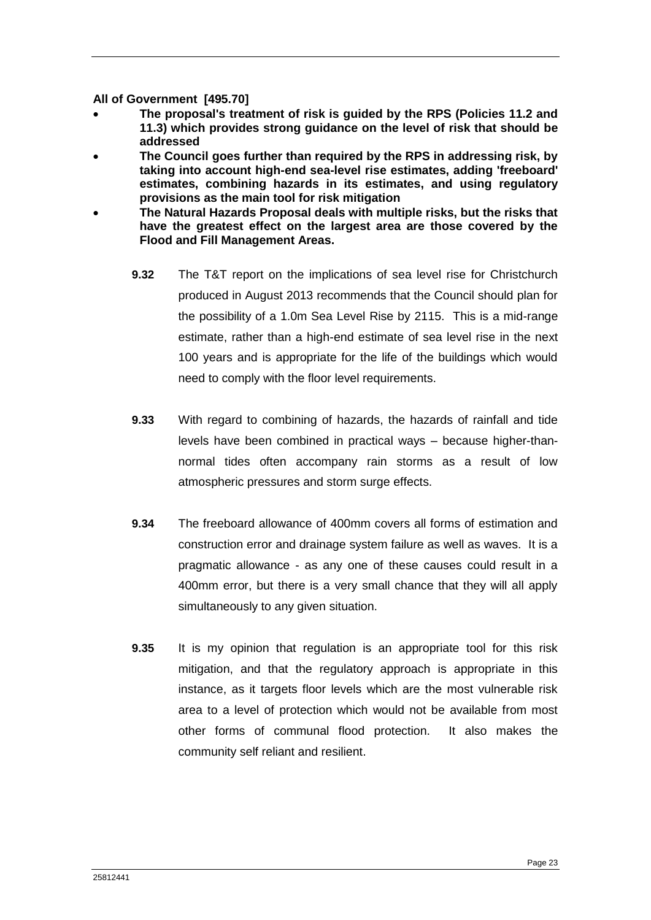**All of Government [495.70]**

- **The proposal's treatment of risk is guided by the RPS (Policies 11.2 and 11.3) which provides strong guidance on the level of risk that should be addressed**
- **The Council goes further than required by the RPS in addressing risk, by taking into account high-end sea-level rise estimates, adding 'freeboard' estimates, combining hazards in its estimates, and using regulatory provisions as the main tool for risk mitigation**
- **The Natural Hazards Proposal deals with multiple risks, but the risks that have the greatest effect on the largest area are those covered by the Flood and Fill Management Areas.**

**9.32** The T&T report on the implications of sea level rise for Christchurch produced in August 2013 recommends that the Council should plan for the possibility of a 1.0m Sea Level Rise by 2115. This is a mid-range estimate, rather than a high-end estimate of sea level rise in the next 100 years and is appropriate for the life of the buildings which would need to comply with the floor level requirements.

**9.33** With regard to combining of hazards, the hazards of rainfall and tide levels have been combined in practical ways – because higher-than-normal tides often accompany rain storms as a result of low atmospheric pressures and storm surge effects.

**9.34** The freeboard allowance of 400mm covers all forms of estimation and construction error and drainage system failure as well as waves. It is a pragmatic allowance - as any one of these causes could result in a 400mm error, but there is a very small chance that they will all apply simultaneously to any given situation.

**9.35** It is my opinion that regulation is an appropriate tool for this risk mitigation, and that the regulatory approach is appropriate in this instance, as it targets floor levels which are the most vulnerable risk area to a level of protection which would not be available from most other forms of communal flood protection. It also makes the community self reliant and resilient.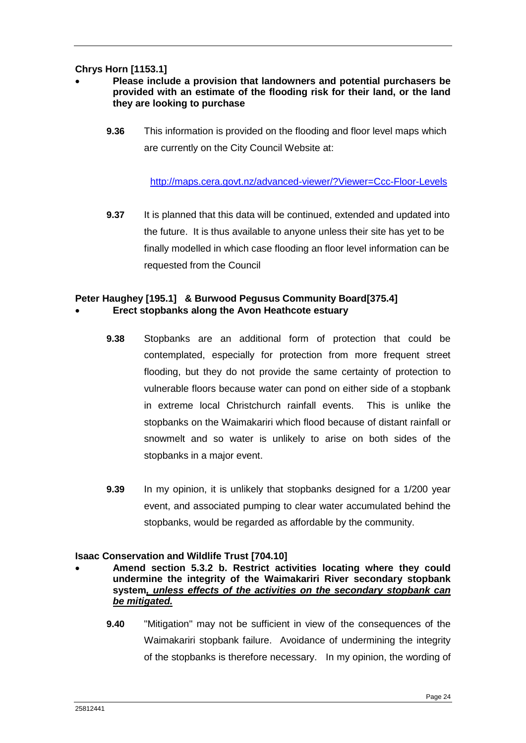**Chrys Horn [1153.1]**

- **Please include a provision that landowners and potential purchasers be provided with an estimate of the flooding risk for their land, or the land they are looking to purchase**

**9.36** This information is provided on the flooding and floor level maps which are currently on the City Council Website at:

http://maps.cera.govt.nz/advanced-viewer/?Viewer=Ccc-Floor-Levels

**9.37** It is planned that this data will be continued, extended and updated into the future. It is thus available to anyone unless their site has yet to be finally modelled in which case flooding an floor level information can be requested from the Council

**Peter Haughey [195.1] & Burwood Pegusus Community Board[375.4]**

- **Erect stopbanks along the Avon Heathcote estuary**

**9.38** Stopbanks are an additional form of protection that could be contemplated, especially for protection from more frequent street flooding, but they do not provide the same certainty of protection to vulnerable floors because water can pond on either side of a stopbank in extreme local Christchurch rainfall events. This is unlike the stopbanks on the Waimakariri which flood because of distant rainfall or snowmelt and so water is unlikely to arise on both sides of the stopbanks in a major event.

**9.39** In my opinion, it is unlikely that stopbanks designed for a 1/200 year event, and associated pumping to clear water accumulated behind the stopbanks, would be regarded as affordable by the community.

**Isaac Conservation and Wildlife Trust [704.10]**

- **Amend section 5.3.2 b. Restrict activities locating where they could undermine the integrity of the Waimakariri River secondary stopbank system*<u>, unless effects of the activities on the secondary stopbank can be mitigated.</u>***

**9.40** "Mitigation" may not be sufficient in view of the consequences of the Waimakariri stopbank failure. Avoidance of undermining the integrity of the stopbanks is therefore necessary. In my opinion, the wording of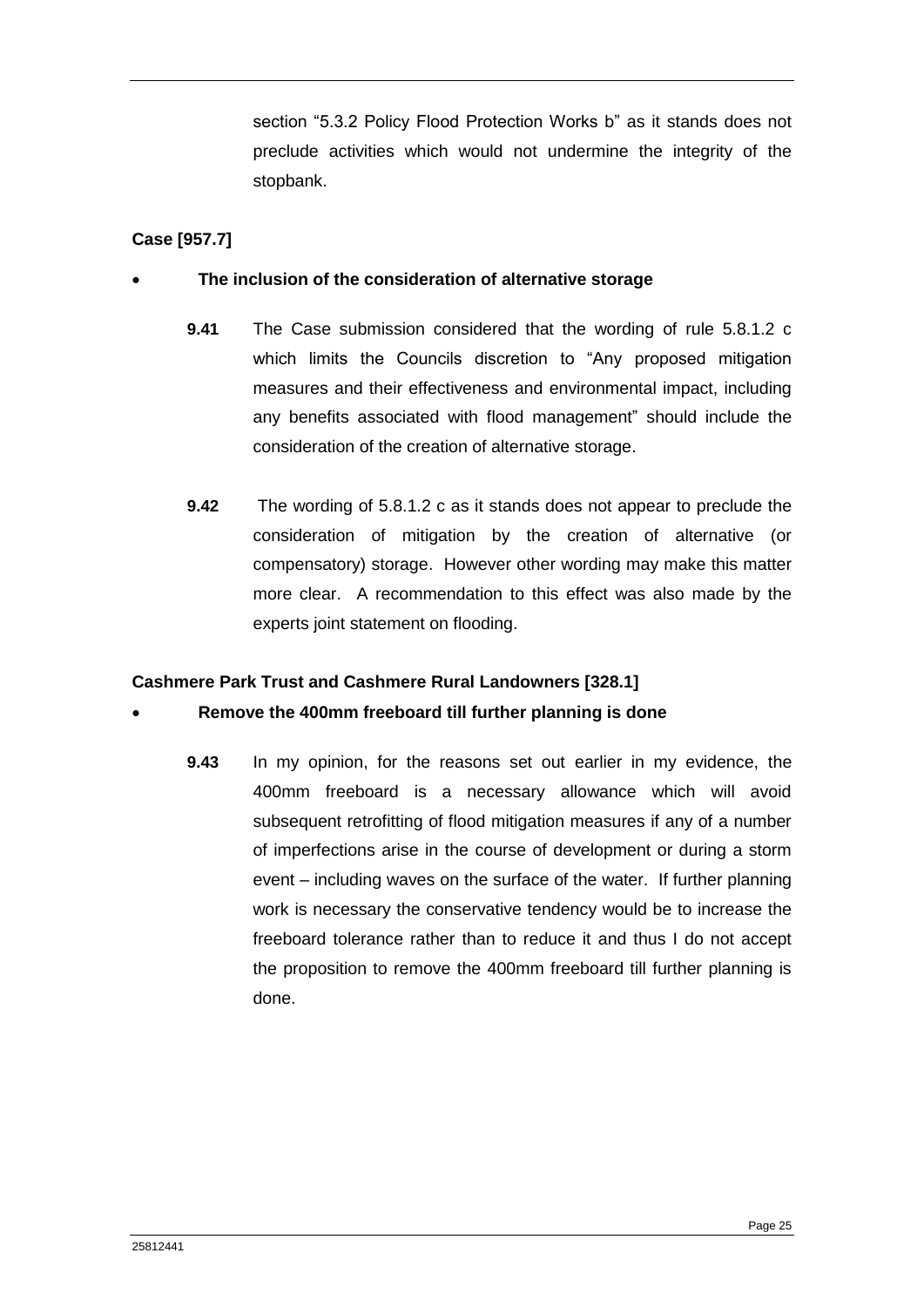section "5.3.2 Policy Flood Protection Works b" as it stands does not preclude activities which would not undermine the integrity of the stopbank.

**Case [957.7]**

- **The inclusion of the consideration of alternative storage**

**9.41** The Case submission considered that the wording of rule 5.8.1.2 c which limits the Councils discretion to "Any proposed mitigation measures and their effectiveness and environmental impact, including any benefits associated with flood management" should include the consideration of the creation of alternative storage.

**9.42** The wording of 5.8.1.2 c as it stands does not appear to preclude the consideration of mitigation by the creation of alternative (or compensatory) storage. However other wording may make this matter more clear. A recommendation to this effect was also made by the experts joint statement on flooding.

**Cashmere Park Trust and Cashmere Rural Landowners [328.1]**

- **Remove the 400mm freeboard till further planning is done**

**9.43** In my opinion, for the reasons set out earlier in my evidence, the 400mm freeboard is a necessary allowance which will avoid subsequent retrofitting of flood mitigation measures if any of a number of imperfections arise in the course of development or during a storm event – including waves on the surface of the water. If further planning work is necessary the conservative tendency would be to increase the freeboard tolerance rather than to reduce it and thus I do not accept the proposition to remove the 400mm freeboard till further planning is done.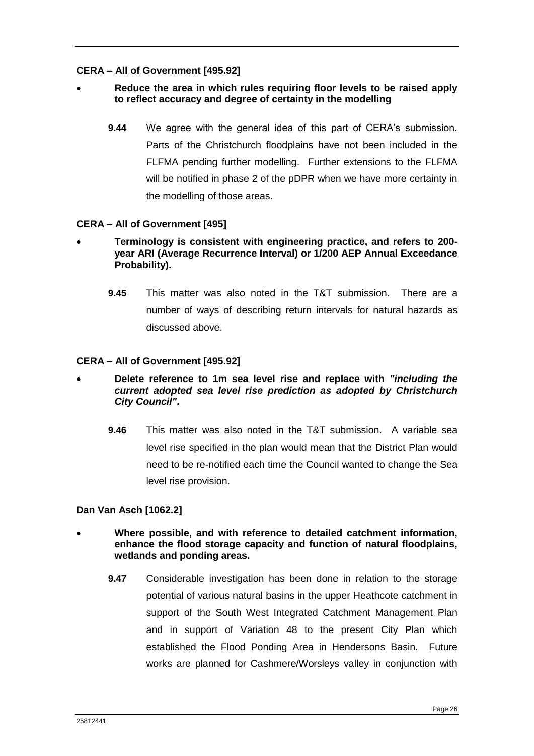**CERA – All of Government [495.92]**

- **Reduce the area in which rules requiring floor levels to be raised apply to reflect accuracy and degree of certainty in the modelling**

  **9.44** We agree with the general idea of this part of CERA's submission. Parts of the Christchurch floodplains have not been included in the FLFMA pending further modelling. Further extensions to the FLFMA will be notified in phase 2 of the pDPR when we have more certainty in the modelling of those areas.

**CERA – All of Government [495]**

- **Terminology is consistent with engineering practice, and refers to 200-year ARI (Average Recurrence Interval) or 1/200 AEP Annual Exceedance Probability).**

  **9.45** This matter was also noted in the T&T submission. There are a number of ways of describing return intervals for natural hazards as discussed above.

**CERA – All of Government [495.92]**

- **Delete reference to 1m sea level rise and replace with *"including the current adopted sea level rise prediction as adopted by Christchurch City Council"*.**

  **9.46** This matter was also noted in the T&T submission. A variable sea level rise specified in the plan would mean that the District Plan would need to be re-notified each time the Council wanted to change the Sea level rise provision.

**Dan Van Asch [1062.2]**

- **Where possible, and with reference to detailed catchment information, enhance the flood storage capacity and function of natural floodplains, wetlands and ponding areas.**

  **9.47** Considerable investigation has been done in relation to the storage potential of various natural basins in the upper Heathcote catchment in support of the South West Integrated Catchment Management Plan and in support of Variation 48 to the present City Plan which established the Flood Ponding Area in Hendersons Basin. Future works are planned for Cashmere/Worsleys valley in conjunction with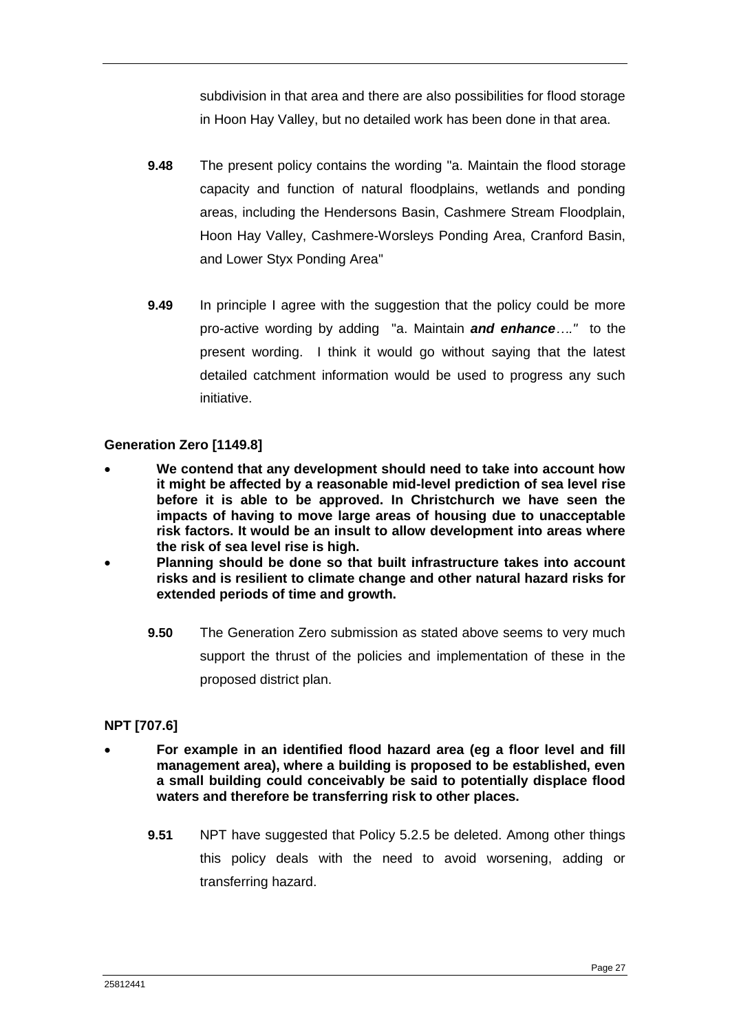subdivision in that area and there are also possibilities for flood storage in Hoon Hay Valley, but no detailed work has been done in that area.

**9.48** The present policy contains the wording "a. Maintain the flood storage capacity and function of natural floodplains, wetlands and ponding areas, including the Hendersons Basin, Cashmere Stream Floodplain, Hoon Hay Valley, Cashmere-Worsleys Ponding Area, Cranford Basin, and Lower Styx Ponding Area"

**9.49** In principle I agree with the suggestion that the policy could be more pro-active wording by adding "a. Maintain ***and enhance****…."* to the present wording. I think it would go without saying that the latest detailed catchment information would be used to progress any such initiative.

**Generation Zero [1149.8]**

- **We contend that any development should need to take into account how it might be affected by a reasonable mid-level prediction of sea level rise before it is able to be approved. In Christchurch we have seen the impacts of having to move large areas of housing due to unacceptable risk factors. It would be an insult to allow development into areas where the risk of sea level rise is high.**
- **Planning should be done so that built infrastructure takes into account risks and is resilient to climate change and other natural hazard risks for extended periods of time and growth.**

**9.50** The Generation Zero submission as stated above seems to very much support the thrust of the policies and implementation of these in the proposed district plan.

**NPT [707.6]**

- **For example in an identified flood hazard area (eg a floor level and fill management area), where a building is proposed to be established, even a small building could conceivably be said to potentially displace flood waters and therefore be transferring risk to other places.**

**9.51** NPT have suggested that Policy 5.2.5 be deleted. Among other things this policy deals with the need to avoid worsening, adding or transferring hazard.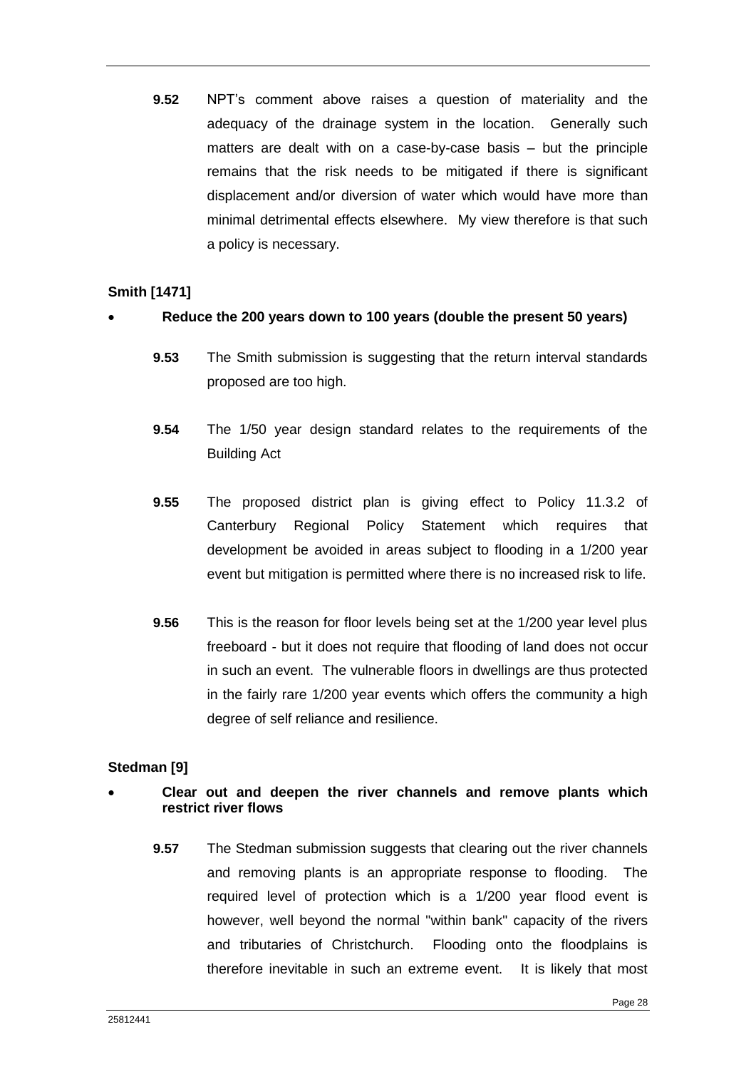**9.52** NPT's comment above raises a question of materiality and the adequacy of the drainage system in the location. Generally such matters are dealt with on a case-by-case basis – but the principle remains that the risk needs to be mitigated if there is significant displacement and/or diversion of water which would have more than minimal detrimental effects elsewhere. My view therefore is that such a policy is necessary.

**Smith [1471]**

- **Reduce the 200 years down to 100 years (double the present 50 years)**

**9.53** The Smith submission is suggesting that the return interval standards proposed are too high.

**9.54** The 1/50 year design standard relates to the requirements of the Building Act

**9.55** The proposed district plan is giving effect to Policy 11.3.2 of Canterbury Regional Policy Statement which requires that development be avoided in areas subject to flooding in a 1/200 year event but mitigation is permitted where there is no increased risk to life.

**9.56** This is the reason for floor levels being set at the 1/200 year level plus freeboard - but it does not require that flooding of land does not occur in such an event. The vulnerable floors in dwellings are thus protected in the fairly rare 1/200 year events which offers the community a high degree of self reliance and resilience.

**Stedman [9]**

- **Clear out and deepen the river channels and remove plants which restrict river flows**

**9.57** The Stedman submission suggests that clearing out the river channels and removing plants is an appropriate response to flooding. The required level of protection which is a 1/200 year flood event is however, well beyond the normal "within bank" capacity of the rivers and tributaries of Christchurch. Flooding onto the floodplains is therefore inevitable in such an extreme event. It is likely that most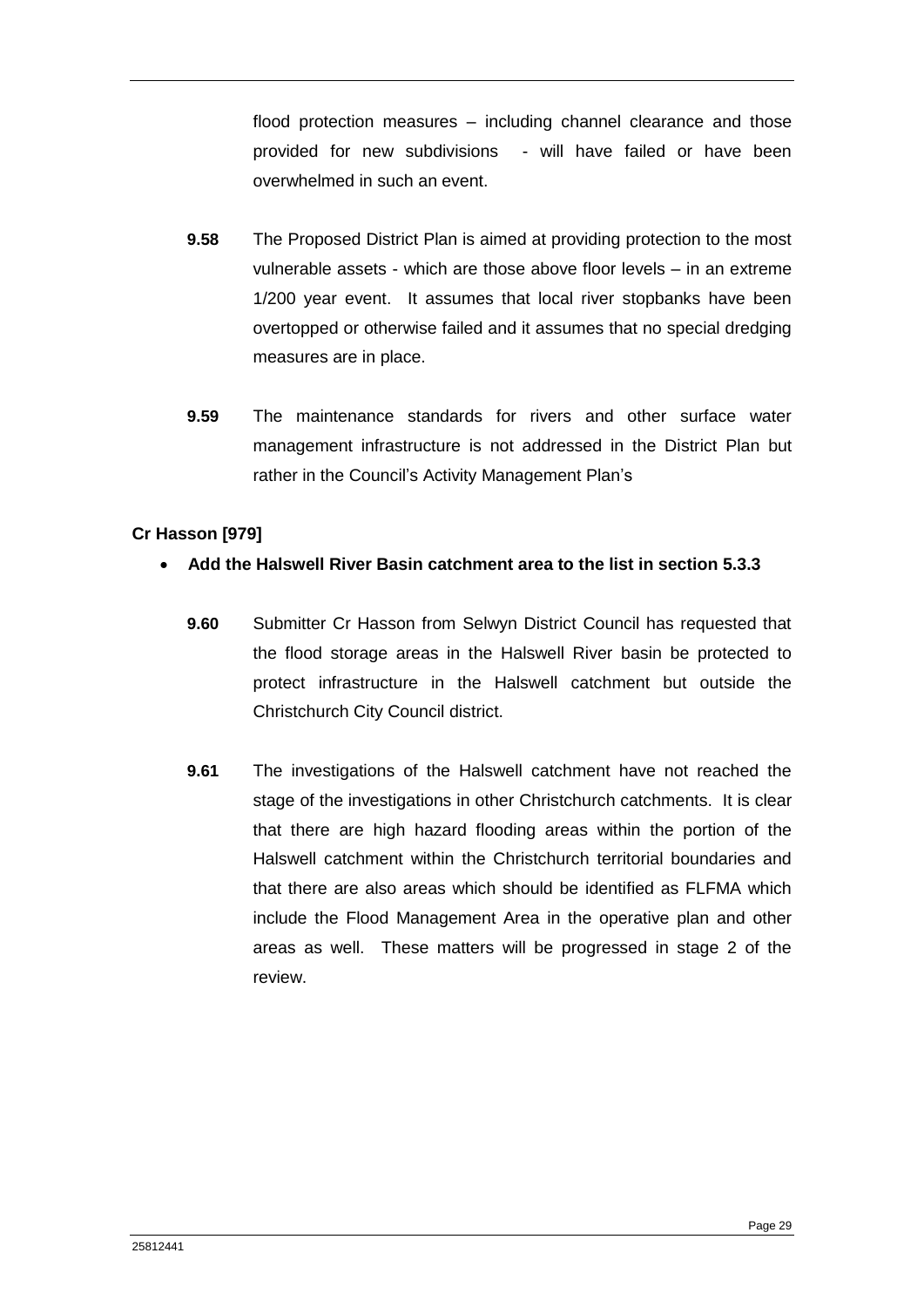flood protection measures – including channel clearance and those provided for new subdivisions - will have failed or have been overwhelmed in such an event.

**9.58** The Proposed District Plan is aimed at providing protection to the most vulnerable assets - which are those above floor levels – in an extreme 1/200 year event. It assumes that local river stopbanks have been overtopped or otherwise failed and it assumes that no special dredging measures are in place.

**9.59** The maintenance standards for rivers and other surface water management infrastructure is not addressed in the District Plan but rather in the Council's Activity Management Plan's

**Cr Hasson [979]**

- **Add the Halswell River Basin catchment area to the list in section 5.3.3**

**9.60** Submitter Cr Hasson from Selwyn District Council has requested that the flood storage areas in the Halswell River basin be protected to protect infrastructure in the Halswell catchment but outside the Christchurch City Council district.

**9.61** The investigations of the Halswell catchment have not reached the stage of the investigations in other Christchurch catchments. It is clear that there are high hazard flooding areas within the portion of the Halswell catchment within the Christchurch territorial boundaries and that there are also areas which should be identified as FLFMA which include the Flood Management Area in the operative plan and other areas as well. These matters will be progressed in stage 2 of the review.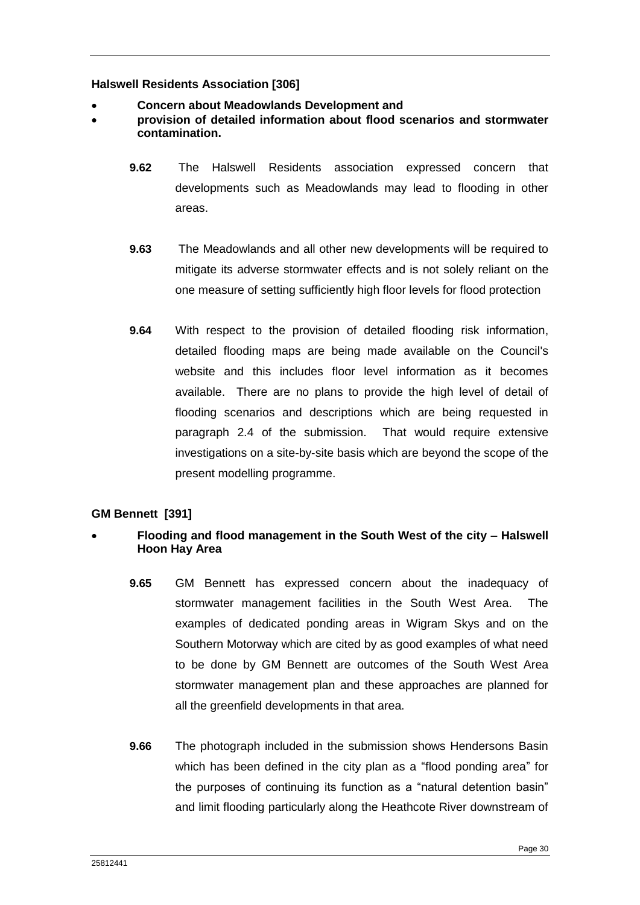**Halswell Residents Association [306]**

- **Concern about Meadowlands Development and**
- **provision of detailed information about flood scenarios and stormwater contamination.**

**9.62** The Halswell Residents association expressed concern that developments such as Meadowlands may lead to flooding in other areas.

**9.63** The Meadowlands and all other new developments will be required to mitigate its adverse stormwater effects and is not solely reliant on the one measure of setting sufficiently high floor levels for flood protection

**9.64** With respect to the provision of detailed flooding risk information, detailed flooding maps are being made available on the Council's website and this includes floor level information as it becomes available. There are no plans to provide the high level of detail of flooding scenarios and descriptions which are being requested in paragraph 2.4 of the submission. That would require extensive investigations on a site-by-site basis which are beyond the scope of the present modelling programme.

**GM Bennett [391]**

- **Flooding and flood management in the South West of the city – Halswell Hoon Hay Area**

**9.65** GM Bennett has expressed concern about the inadequacy of stormwater management facilities in the South West Area. The examples of dedicated ponding areas in Wigram Skys and on the Southern Motorway which are cited by as good examples of what need to be done by GM Bennett are outcomes of the South West Area stormwater management plan and these approaches are planned for all the greenfield developments in that area.

**9.66** The photograph included in the submission shows Hendersons Basin which has been defined in the city plan as a "flood ponding area" for the purposes of continuing its function as a "natural detention basin" and limit flooding particularly along the Heathcote River downstream of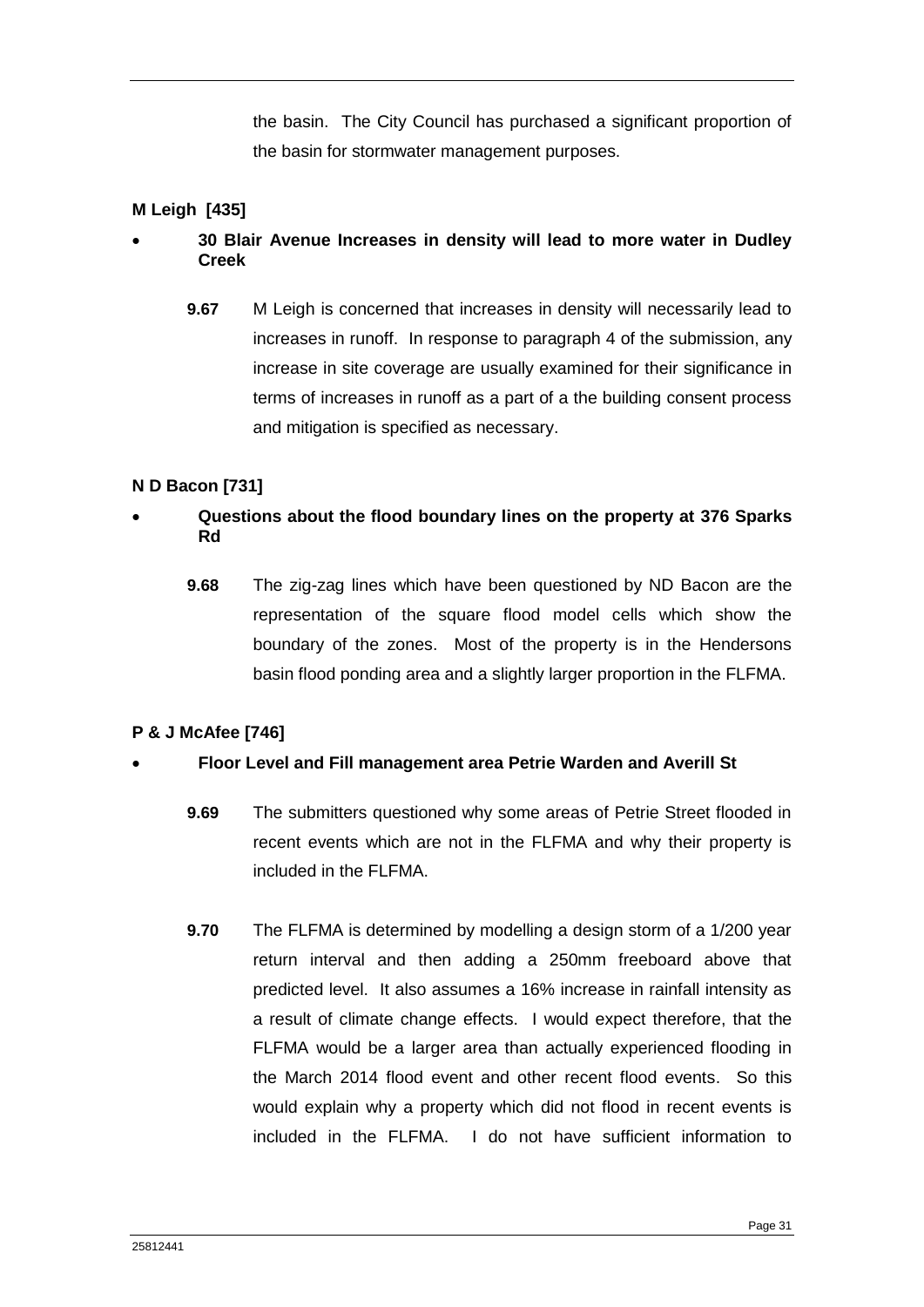the basin. The City Council has purchased a significant proportion of the basin for stormwater management purposes.

**M Leigh [435]**

- **30 Blair Avenue Increases in density will lead to more water in Dudley Creek**

**9.67** M Leigh is concerned that increases in density will necessarily lead to increases in runoff. In response to paragraph 4 of the submission, any increase in site coverage are usually examined for their significance in terms of increases in runoff as a part of a the building consent process and mitigation is specified as necessary.

**N D Bacon [731]**

- **Questions about the flood boundary lines on the property at 376 Sparks Rd**

**9.68** The zig-zag lines which have been questioned by ND Bacon are the representation of the square flood model cells which show the boundary of the zones. Most of the property is in the Hendersons basin flood ponding area and a slightly larger proportion in the FLFMA.

**P & J McAfee [746]**

- **Floor Level and Fill management area Petrie Warden and Averill St**

**9.69** The submitters questioned why some areas of Petrie Street flooded in recent events which are not in the FLFMA and why their property is included in the FLFMA.

**9.70** The FLFMA is determined by modelling a design storm of a 1/200 year return interval and then adding a 250mm freeboard above that predicted level. It also assumes a 16% increase in rainfall intensity as a result of climate change effects. I would expect therefore, that the FLFMA would be a larger area than actually experienced flooding in the March 2014 flood event and other recent flood events. So this would explain why a property which did not flood in recent events is included in the FLFMA. I do not have sufficient information to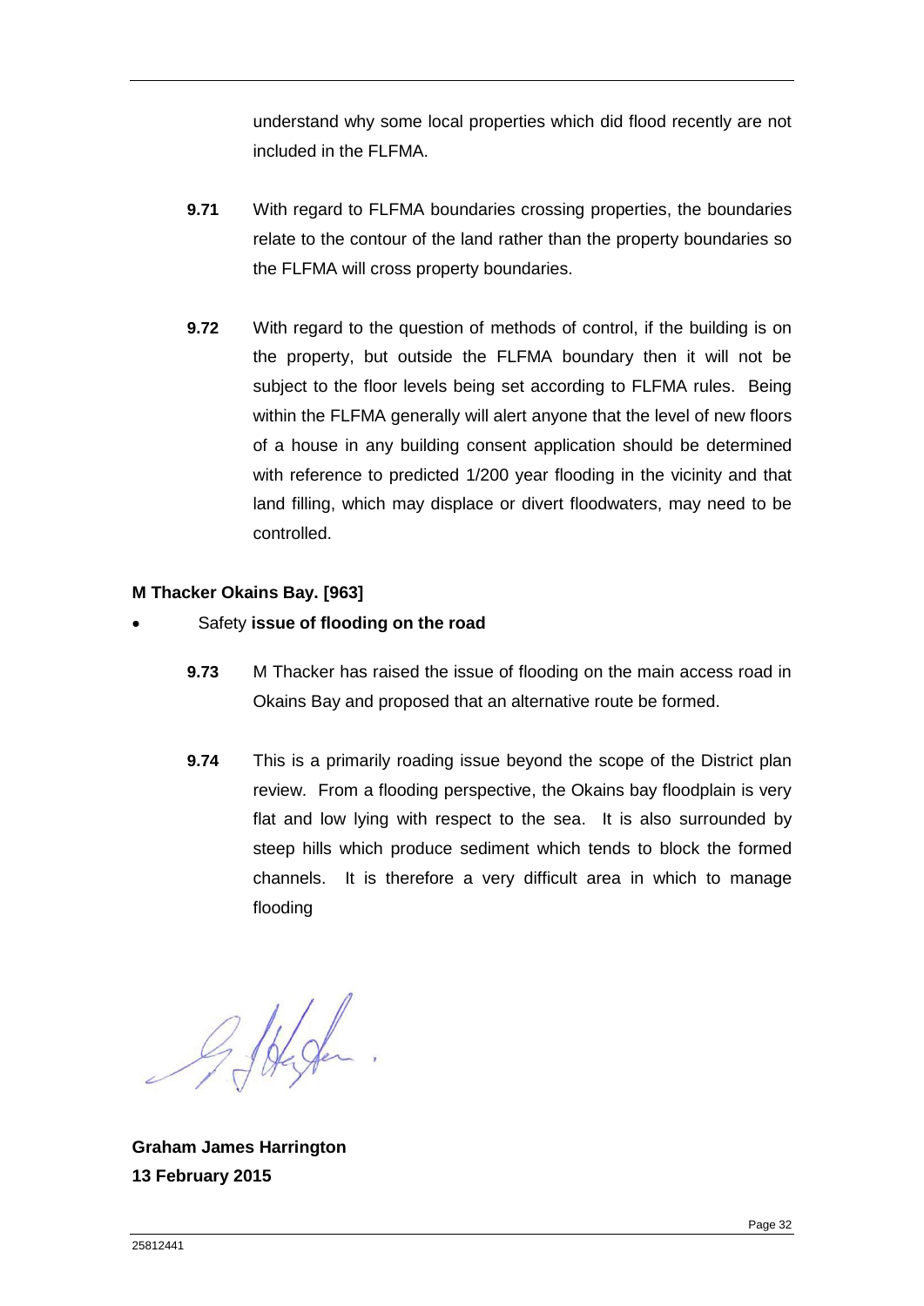understand why some local properties which did flood recently are not included in the FLFMA.

**9.71** With regard to FLFMA boundaries crossing properties, the boundaries relate to the contour of the land rather than the property boundaries so the FLFMA will cross property boundaries.

**9.72** With regard to the question of methods of control, if the building is on the property, but outside the FLFMA boundary then it will not be subject to the floor levels being set according to FLFMA rules. Being within the FLFMA generally will alert anyone that the level of new floors of a house in any building consent application should be determined with reference to predicted 1/200 year flooding in the vicinity and that land filling, which may displace or divert floodwaters, may need to be controlled.

**M Thacker Okains Bay. [963]**

- Safety **issue of flooding on the road**

**9.73** M Thacker has raised the issue of flooding on the main access road in Okains Bay and proposed that an alternative route be formed.

**9.74** This is a primarily roading issue beyond the scope of the District plan review. From a flooding perspective, the Okains bay floodplain is very flat and low lying with respect to the sea. It is also surrounded by steep hills which produce sediment which tends to block the formed channels. It is therefore a very difficult area in which to manage flooding

**Graham James Harrington**
**13 February 2015**

25812441